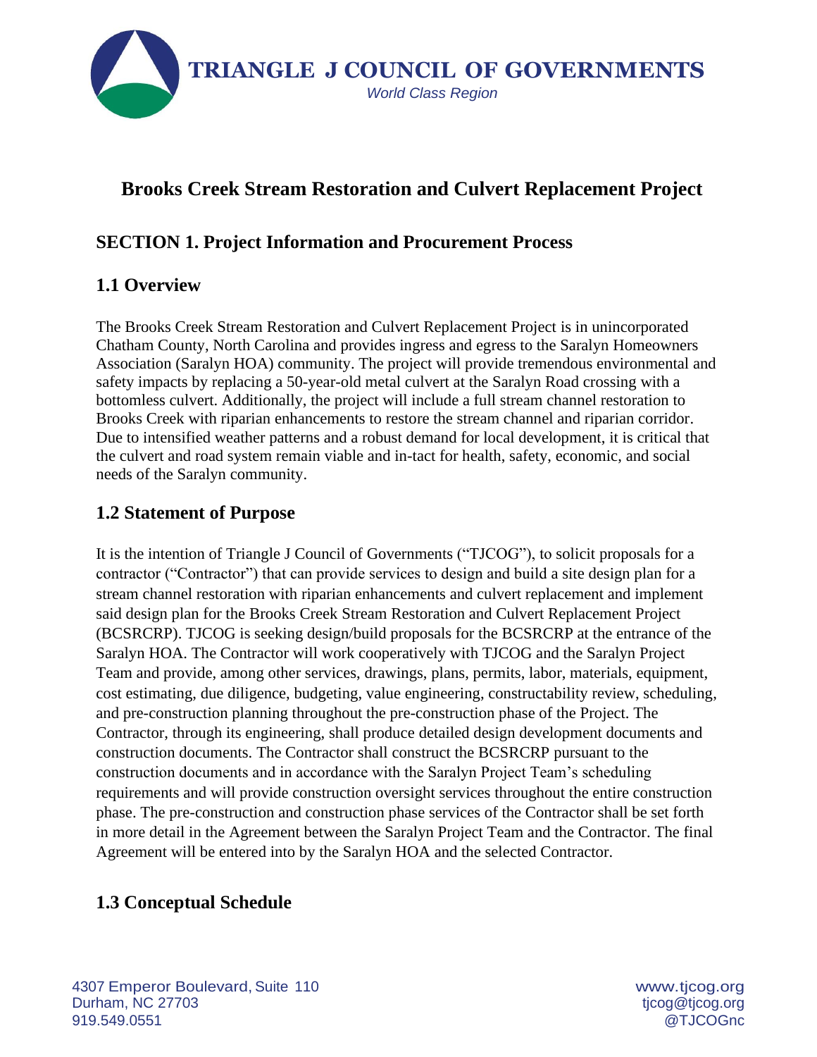**TRIANGLE J COUNCIL OF GOVERNMENTS**
*World Class Region*

# Brooks Creek Stream Restoration and Culvert Replacement Project

## SECTION 1. Project Information and Procurement Process

### 1.1 Overview

The Brooks Creek Stream Restoration and Culvert Replacement Project is in unincorporated Chatham County, North Carolina and provides ingress and egress to the Saralyn Homeowners Association (Saralyn HOA) community. The project will provide tremendous environmental and safety impacts by replacing a 50-year-old metal culvert at the Saralyn Road crossing with a bottomless culvert. Additionally, the project will include a full stream channel restoration to Brooks Creek with riparian enhancements to restore the stream channel and riparian corridor. Due to intensified weather patterns and a robust demand for local development, it is critical that the culvert and road system remain viable and in-tact for health, safety, economic, and social needs of the Saralyn community.

### 1.2 Statement of Purpose

It is the intention of Triangle J Council of Governments ("TJCOG"), to solicit proposals for a contractor ("Contractor") that can provide services to design and build a site design plan for a stream channel restoration with riparian enhancements and culvert replacement and implement said design plan for the Brooks Creek Stream Restoration and Culvert Replacement Project (BCSRCRP). TJCOG is seeking design/build proposals for the BCSRCRP at the entrance of the Saralyn HOA. The Contractor will work cooperatively with TJCOG and the Saralyn Project Team and provide, among other services, drawings, plans, permits, labor, materials, equipment, cost estimating, due diligence, budgeting, value engineering, constructability review, scheduling, and pre-construction planning throughout the pre-construction phase of the Project. The Contractor, through its engineering, shall produce detailed design development documents and construction documents. The Contractor shall construct the BCSRCRP pursuant to the construction documents and in accordance with the Saralyn Project Team's scheduling requirements and will provide construction oversight services throughout the entire construction phase. The pre-construction and construction phase services of the Contractor shall be set forth in more detail in the Agreement between the Saralyn Project Team and the Contractor. The final Agreement will be entered into by the Saralyn HOA and the selected Contractor.

### 1.3 Conceptual Schedule

4307 Emperor Boulevard, Suite 110
Durham, NC 27703
919.549.0551

www.tjcog.org
tjcog@tjcog.org
@TJCOGnc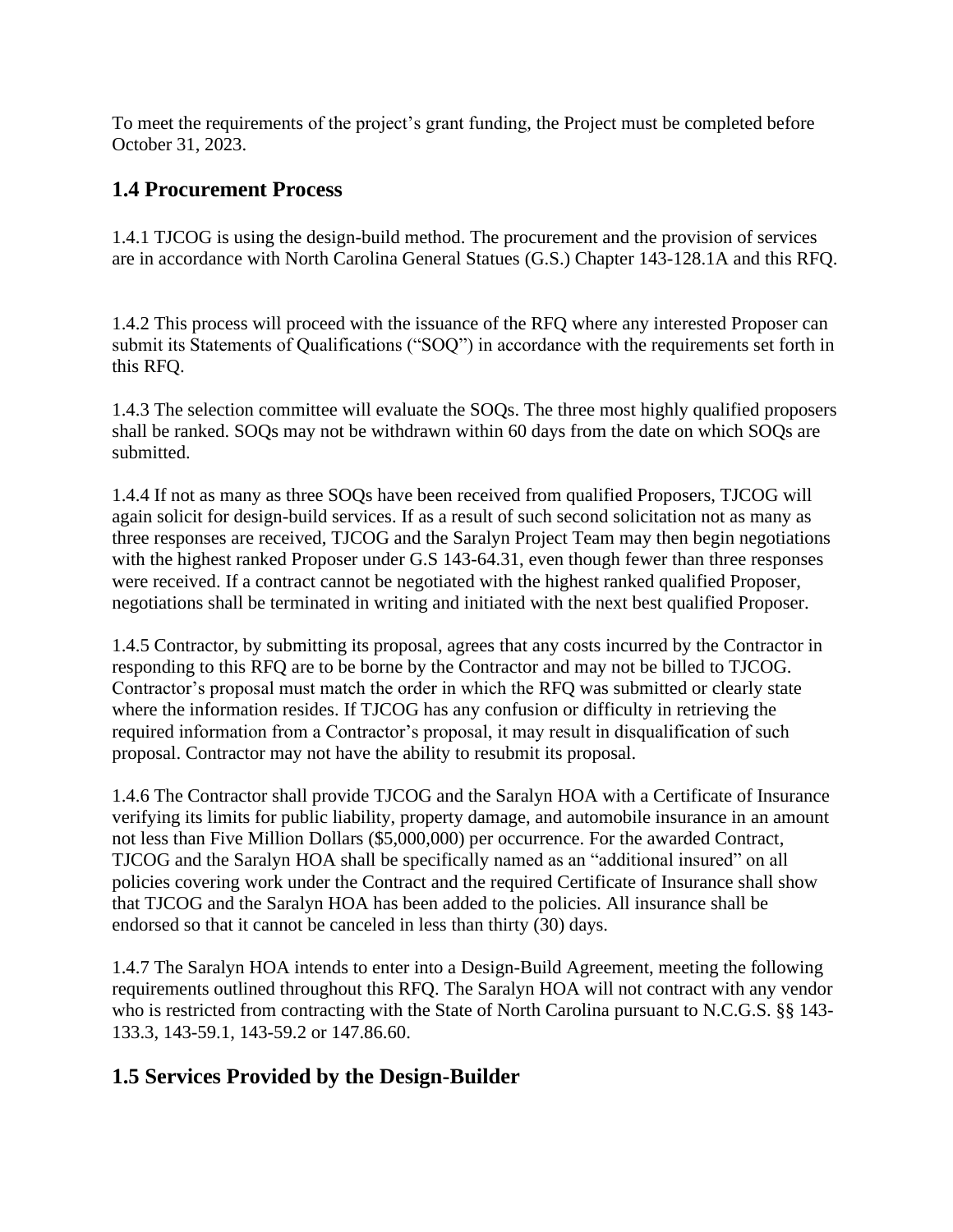To meet the requirements of the project's grant funding, the Project must be completed before October 31, 2023.

## 1.4 Procurement Process

1.4.1 TJCOG is using the design-build method. The procurement and the provision of services are in accordance with North Carolina General Statues (G.S.) Chapter 143-128.1A and this RFQ.

1.4.2 This process will proceed with the issuance of the RFQ where any interested Proposer can submit its Statements of Qualifications ("SOQ") in accordance with the requirements set forth in this RFQ.

1.4.3 The selection committee will evaluate the SOQs. The three most highly qualified proposers shall be ranked. SOQs may not be withdrawn within 60 days from the date on which SOQs are submitted.

1.4.4 If not as many as three SOQs have been received from qualified Proposers, TJCOG will again solicit for design-build services. If as a result of such second solicitation not as many as three responses are received, TJCOG and the Saralyn Project Team may then begin negotiations with the highest ranked Proposer under G.S 143-64.31, even though fewer than three responses were received. If a contract cannot be negotiated with the highest ranked qualified Proposer, negotiations shall be terminated in writing and initiated with the next best qualified Proposer.

1.4.5 Contractor, by submitting its proposal, agrees that any costs incurred by the Contractor in responding to this RFQ are to be borne by the Contractor and may not be billed to TJCOG. Contractor's proposal must match the order in which the RFQ was submitted or clearly state where the information resides. If TJCOG has any confusion or difficulty in retrieving the required information from a Contractor's proposal, it may result in disqualification of such proposal. Contractor may not have the ability to resubmit its proposal.

1.4.6 The Contractor shall provide TJCOG and the Saralyn HOA with a Certificate of Insurance verifying its limits for public liability, property damage, and automobile insurance in an amount not less than Five Million Dollars ($5,000,000) per occurrence. For the awarded Contract, TJCOG and the Saralyn HOA shall be specifically named as an "additional insured" on all policies covering work under the Contract and the required Certificate of Insurance shall show that TJCOG and the Saralyn HOA has been added to the policies. All insurance shall be endorsed so that it cannot be canceled in less than thirty (30) days.

1.4.7 The Saralyn HOA intends to enter into a Design-Build Agreement, meeting the following requirements outlined throughout this RFQ. The Saralyn HOA will not contract with any vendor who is restricted from contracting with the State of North Carolina pursuant to N.C.G.S. §§ 143-133.3, 143-59.1, 143-59.2 or 147.86.60.

## 1.5 Services Provided by the Design-Builder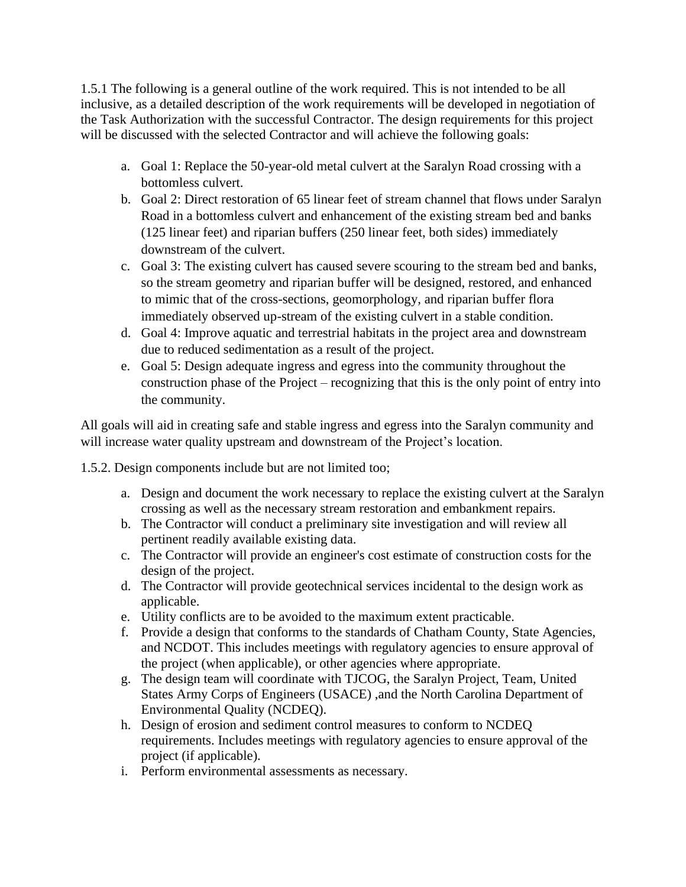1.5.1 The following is a general outline of the work required. This is not intended to be all inclusive, as a detailed description of the work requirements will be developed in negotiation of the Task Authorization with the successful Contractor. The design requirements for this project will be discussed with the selected Contractor and will achieve the following goals:

a. Goal 1: Replace the 50-year-old metal culvert at the Saralyn Road crossing with a bottomless culvert.
b. Goal 2: Direct restoration of 65 linear feet of stream channel that flows under Saralyn Road in a bottomless culvert and enhancement of the existing stream bed and banks (125 linear feet) and riparian buffers (250 linear feet, both sides) immediately downstream of the culvert.
c. Goal 3: The existing culvert has caused severe scouring to the stream bed and banks, so the stream geometry and riparian buffer will be designed, restored, and enhanced to mimic that of the cross-sections, geomorphology, and riparian buffer flora immediately observed up-stream of the existing culvert in a stable condition.
d. Goal 4: Improve aquatic and terrestrial habitats in the project area and downstream due to reduced sedimentation as a result of the project.
e. Goal 5: Design adequate ingress and egress into the community throughout the construction phase of the Project – recognizing that this is the only point of entry into the community.

All goals will aid in creating safe and stable ingress and egress into the Saralyn community and will increase water quality upstream and downstream of the Project's location.

1.5.2. Design components include but are not limited too;

a. Design and document the work necessary to replace the existing culvert at the Saralyn crossing as well as the necessary stream restoration and embankment repairs.
b. The Contractor will conduct a preliminary site investigation and will review all pertinent readily available existing data.
c. The Contractor will provide an engineer's cost estimate of construction costs for the design of the project.
d. The Contractor will provide geotechnical services incidental to the design work as applicable.
e. Utility conflicts are to be avoided to the maximum extent practicable.
f. Provide a design that conforms to the standards of Chatham County, State Agencies, and NCDOT. This includes meetings with regulatory agencies to ensure approval of the project (when applicable), or other agencies where appropriate.
g. The design team will coordinate with TJCOG, the Saralyn Project, Team, United States Army Corps of Engineers (USACE) ,and the North Carolina Department of Environmental Quality (NCDEQ).
h. Design of erosion and sediment control measures to conform to NCDEQ requirements. Includes meetings with regulatory agencies to ensure approval of the project (if applicable).
i. Perform environmental assessments as necessary.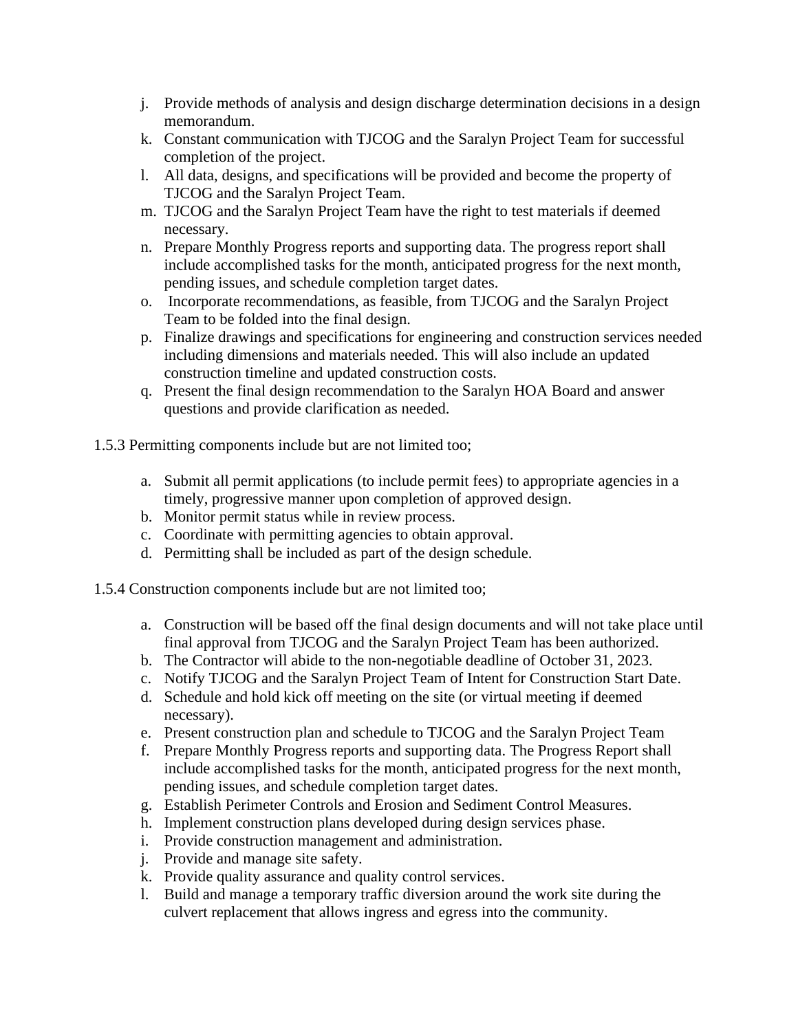j. Provide methods of analysis and design discharge determination decisions in a design memorandum.
k. Constant communication with TJCOG and the Saralyn Project Team for successful completion of the project.
l. All data, designs, and specifications will be provided and become the property of TJCOG and the Saralyn Project Team.
m. TJCOG and the Saralyn Project Team have the right to test materials if deemed necessary.
n. Prepare Monthly Progress reports and supporting data. The progress report shall include accomplished tasks for the month, anticipated progress for the next month, pending issues, and schedule completion target dates.
o. Incorporate recommendations, as feasible, from TJCOG and the Saralyn Project Team to be folded into the final design.
p. Finalize drawings and specifications for engineering and construction services needed including dimensions and materials needed. This will also include an updated construction timeline and updated construction costs.
q. Present the final design recommendation to the Saralyn HOA Board and answer questions and provide clarification as needed.

1.5.3 Permitting components include but are not limited too;

a. Submit all permit applications (to include permit fees) to appropriate agencies in a timely, progressive manner upon completion of approved design.
b. Monitor permit status while in review process.
c. Coordinate with permitting agencies to obtain approval.
d. Permitting shall be included as part of the design schedule.

1.5.4 Construction components include but are not limited too;

a. Construction will be based off the final design documents and will not take place until final approval from TJCOG and the Saralyn Project Team has been authorized.
b. The Contractor will abide to the non-negotiable deadline of October 31, 2023.
c. Notify TJCOG and the Saralyn Project Team of Intent for Construction Start Date.
d. Schedule and hold kick off meeting on the site (or virtual meeting if deemed necessary).
e. Present construction plan and schedule to TJCOG and the Saralyn Project Team
f. Prepare Monthly Progress reports and supporting data. The Progress Report shall include accomplished tasks for the month, anticipated progress for the next month, pending issues, and schedule completion target dates.
g. Establish Perimeter Controls and Erosion and Sediment Control Measures.
h. Implement construction plans developed during design services phase.
i. Provide construction management and administration.
j. Provide and manage site safety.
k. Provide quality assurance and quality control services.
l. Build and manage a temporary traffic diversion around the work site during the culvert replacement that allows ingress and egress into the community.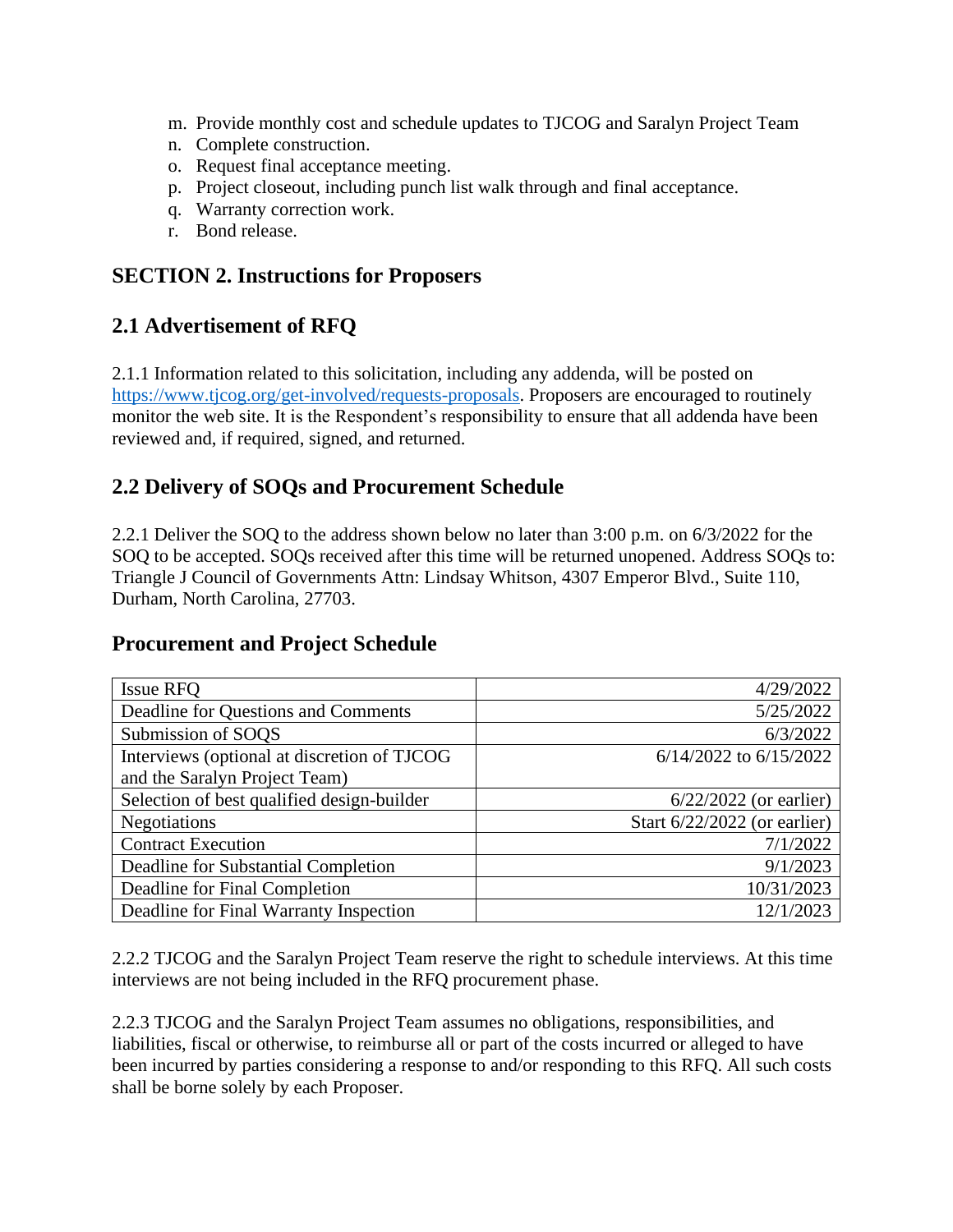m. Provide monthly cost and schedule updates to TJCOG and Saralyn Project Team
n. Complete construction.
o. Request final acceptance meeting.
p. Project closeout, including punch list walk through and final acceptance.
q. Warranty correction work.
r. Bond release.

# SECTION 2. Instructions for Proposers

## 2.1 Advertisement of RFQ

2.1.1 Information related to this solicitation, including any addenda, will be posted on https://www.tjcog.org/get-involved/requests-proposals. Proposers are encouraged to routinely monitor the web site. It is the Respondent's responsibility to ensure that all addenda have been reviewed and, if required, signed, and returned.

## 2.2 Delivery of SOQs and Procurement Schedule

2.2.1 Deliver the SOQ to the address shown below no later than 3:00 p.m. on 6/3/2022 for the SOQ to be accepted. SOQs received after this time will be returned unopened. Address SOQs to: Triangle J Council of Governments Attn: Lindsay Whitson, 4307 Emperor Blvd., Suite 110, Durham, North Carolina, 27703.

## Procurement and Project Schedule

| | |
|---|---:|
| Issue RFQ | 4/29/2022 |
| Deadline for Questions and Comments | 5/25/2022 |
| Submission of SOQS | 6/3/2022 |
| Interviews (optional at discretion of TJCOG and the Saralyn Project Team) | 6/14/2022 to 6/15/2022 |
| Selection of best qualified design-builder | 6/22/2022 (or earlier) |
| Negotiations | Start 6/22/2022 (or earlier) |
| Contract Execution | 7/1/2022 |
| Deadline for Substantial Completion | 9/1/2023 |
| Deadline for Final Completion | 10/31/2023 |
| Deadline for Final Warranty Inspection | 12/1/2023 |

2.2.2 TJCOG and the Saralyn Project Team reserve the right to schedule interviews. At this time interviews are not being included in the RFQ procurement phase.

2.2.3 TJCOG and the Saralyn Project Team assumes no obligations, responsibilities, and liabilities, fiscal or otherwise, to reimburse all or part of the costs incurred or alleged to have been incurred by parties considering a response to and/or responding to this RFQ. All such costs shall be borne solely by each Proposer.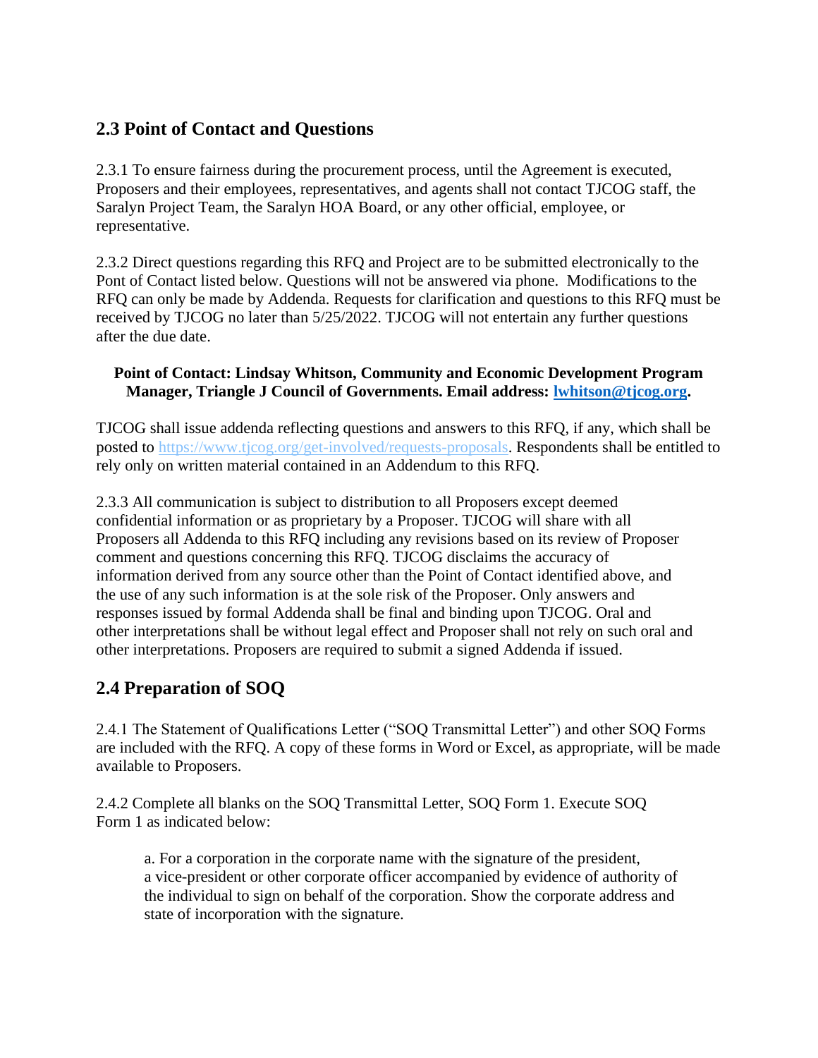## 2.3 Point of Contact and Questions

2.3.1 To ensure fairness during the procurement process, until the Agreement is executed, Proposers and their employees, representatives, and agents shall not contact TJCOG staff, the Saralyn Project Team, the Saralyn HOA Board, or any other official, employee, or representative.

2.3.2 Direct questions regarding this RFQ and Project are to be submitted electronically to the Pont of Contact listed below. Questions will not be answered via phone. Modifications to the RFQ can only be made by Addenda. Requests for clarification and questions to this RFQ must be received by TJCOG no later than 5/25/2022. TJCOG will not entertain any further questions after the due date.

**Point of Contact: Lindsay Whitson, Community and Economic Development Program Manager, Triangle J Council of Governments. Email address: [lwhitson@tjcog.org](mailto:lwhitson@tjcog.org).**

TJCOG shall issue addenda reflecting questions and answers to this RFQ, if any, which shall be posted to [https://www.tjcog.org/get-involved/requests-proposals](https://www.tjcog.org/get-involved/requests-proposals). Respondents shall be entitled to rely only on written material contained in an Addendum to this RFQ.

2.3.3 All communication is subject to distribution to all Proposers except deemed confidential information or as proprietary by a Proposer. TJCOG will share with all Proposers all Addenda to this RFQ including any revisions based on its review of Proposer comment and questions concerning this RFQ. TJCOG disclaims the accuracy of information derived from any source other than the Point of Contact identified above, and the use of any such information is at the sole risk of the Proposer. Only answers and responses issued by formal Addenda shall be final and binding upon TJCOG. Oral and other interpretations shall be without legal effect and Proposer shall not rely on such oral and other interpretations. Proposers are required to submit a signed Addenda if issued.

## 2.4 Preparation of SOQ

2.4.1 The Statement of Qualifications Letter ("SOQ Transmittal Letter") and other SOQ Forms are included with the RFQ. A copy of these forms in Word or Excel, as appropriate, will be made available to Proposers.

2.4.2 Complete all blanks on the SOQ Transmittal Letter, SOQ Form 1. Execute SOQ Form 1 as indicated below:

a. For a corporation in the corporate name with the signature of the president, a vice-president or other corporate officer accompanied by evidence of authority of the individual to sign on behalf of the corporation. Show the corporate address and state of incorporation with the signature.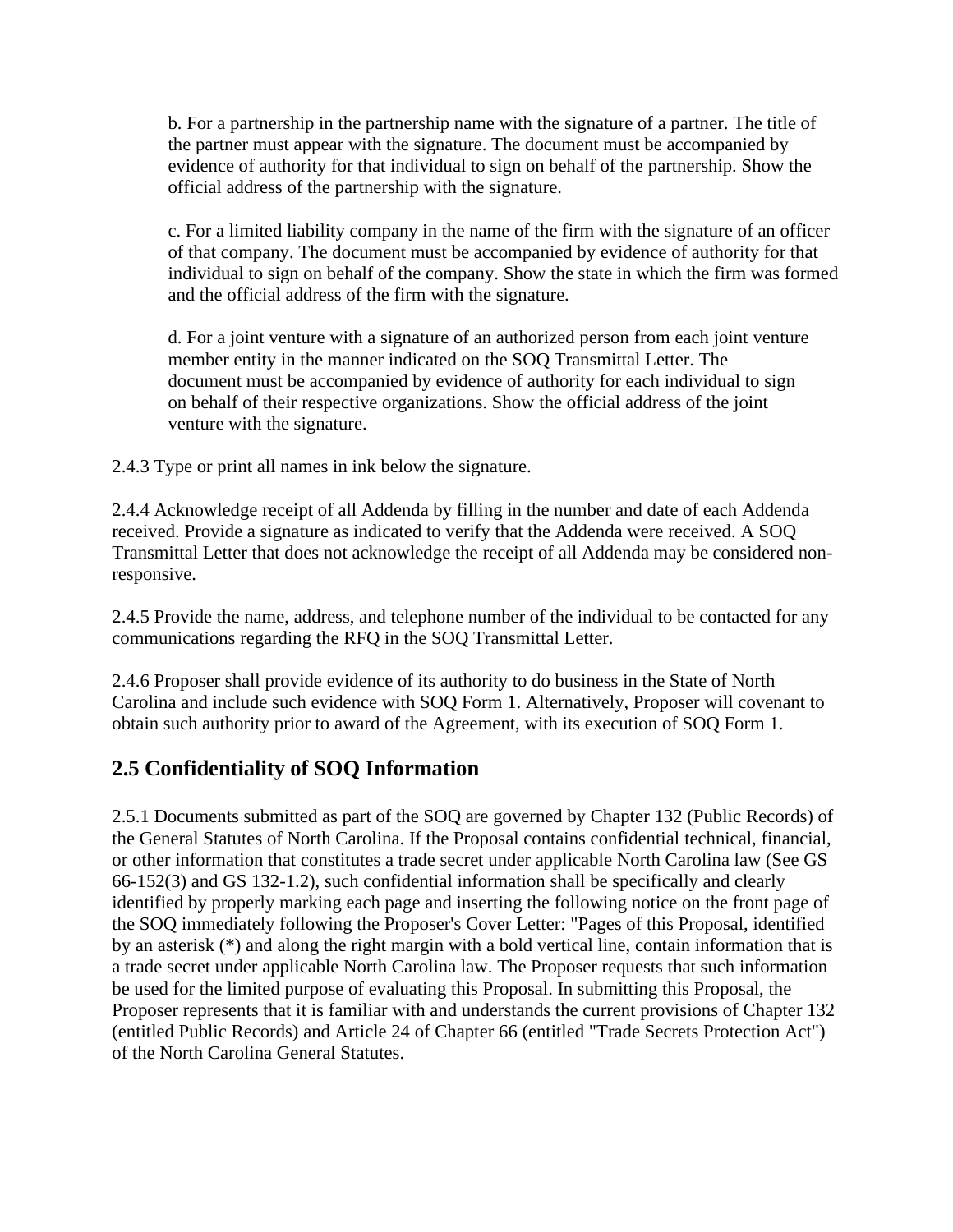b. For a partnership in the partnership name with the signature of a partner. The title of the partner must appear with the signature. The document must be accompanied by evidence of authority for that individual to sign on behalf of the partnership. Show the official address of the partnership with the signature.

c. For a limited liability company in the name of the firm with the signature of an officer of that company. The document must be accompanied by evidence of authority for that individual to sign on behalf of the company. Show the state in which the firm was formed and the official address of the firm with the signature.

d. For a joint venture with a signature of an authorized person from each joint venture member entity in the manner indicated on the SOQ Transmittal Letter. The document must be accompanied by evidence of authority for each individual to sign on behalf of their respective organizations. Show the official address of the joint venture with the signature.

2.4.3 Type or print all names in ink below the signature.

2.4.4 Acknowledge receipt of all Addenda by filling in the number and date of each Addenda received. Provide a signature as indicated to verify that the Addenda were received. A SOQ Transmittal Letter that does not acknowledge the receipt of all Addenda may be considered non-responsive.

2.4.5 Provide the name, address, and telephone number of the individual to be contacted for any communications regarding the RFQ in the SOQ Transmittal Letter.

2.4.6 Proposer shall provide evidence of its authority to do business in the State of North Carolina and include such evidence with SOQ Form 1. Alternatively, Proposer will covenant to obtain such authority prior to award of the Agreement, with its execution of SOQ Form 1.

## 2.5 Confidentiality of SOQ Information

2.5.1 Documents submitted as part of the SOQ are governed by Chapter 132 (Public Records) of the General Statutes of North Carolina. If the Proposal contains confidential technical, financial, or other information that constitutes a trade secret under applicable North Carolina law (See GS 66-152(3) and GS 132-1.2), such confidential information shall be specifically and clearly identified by properly marking each page and inserting the following notice on the front page of the SOQ immediately following the Proposer's Cover Letter: "Pages of this Proposal, identified by an asterisk (*) and along the right margin with a bold vertical line, contain information that is a trade secret under applicable North Carolina law. The Proposer requests that such information be used for the limited purpose of evaluating this Proposal. In submitting this Proposal, the Proposer represents that it is familiar with and understands the current provisions of Chapter 132 (entitled Public Records) and Article 24 of Chapter 66 (entitled "Trade Secrets Protection Act") of the North Carolina General Statutes.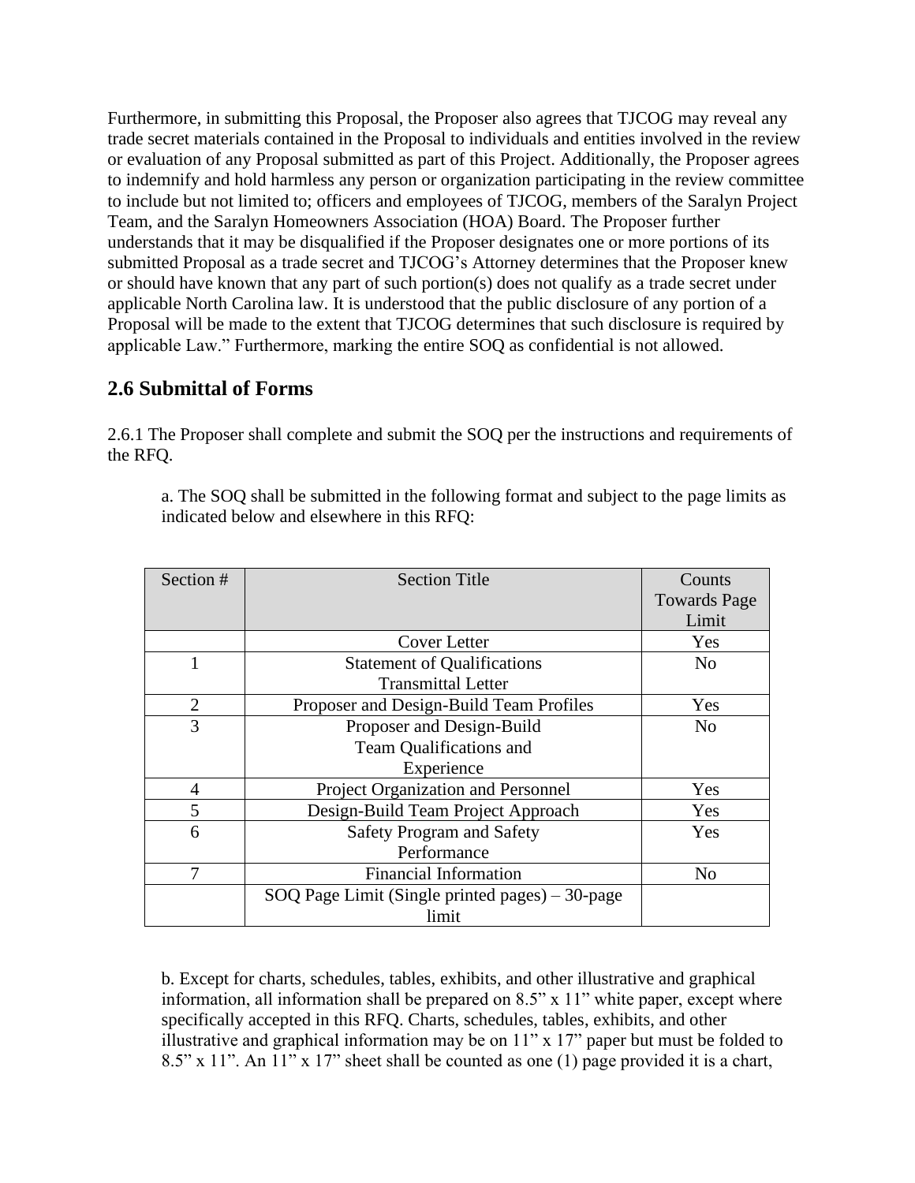Furthermore, in submitting this Proposal, the Proposer also agrees that TJCOG may reveal any trade secret materials contained in the Proposal to individuals and entities involved in the review or evaluation of any Proposal submitted as part of this Project. Additionally, the Proposer agrees to indemnify and hold harmless any person or organization participating in the review committee to include but not limited to; officers and employees of TJCOG, members of the Saralyn Project Team, and the Saralyn Homeowners Association (HOA) Board. The Proposer further understands that it may be disqualified if the Proposer designates one or more portions of its submitted Proposal as a trade secret and TJCOG's Attorney determines that the Proposer knew or should have known that any part of such portion(s) does not qualify as a trade secret under applicable North Carolina law. It is understood that the public disclosure of any portion of a Proposal will be made to the extent that TJCOG determines that such disclosure is required by applicable Law." Furthermore, marking the entire SOQ as confidential is not allowed.

## 2.6 Submittal of Forms

2.6.1 The Proposer shall complete and submit the SOQ per the instructions and requirements of the RFQ.

a. The SOQ shall be submitted in the following format and subject to the page limits as indicated below and elsewhere in this RFQ:

| Section # | Section Title | Counts Towards Page Limit |
|---|---|---|
| | Cover Letter | Yes |
| 1 | Statement of Qualifications Transmittal Letter | No |
| 2 | Proposer and Design-Build Team Profiles | Yes |
| 3 | Proposer and Design-Build Team Qualifications and Experience | No |
| 4 | Project Organization and Personnel | Yes |
| 5 | Design-Build Team Project Approach | Yes |
| 6 | Safety Program and Safety Performance | Yes |
| 7 | Financial Information | No |
| | SOQ Page Limit (Single printed pages) – 30-page limit | |

b. Except for charts, schedules, tables, exhibits, and other illustrative and graphical information, all information shall be prepared on 8.5" x 11" white paper, except where specifically accepted in this RFQ. Charts, schedules, tables, exhibits, and other illustrative and graphical information may be on 11" x 17" paper but must be folded to 8.5" x 11". An 11" x 17" sheet shall be counted as one (1) page provided it is a chart,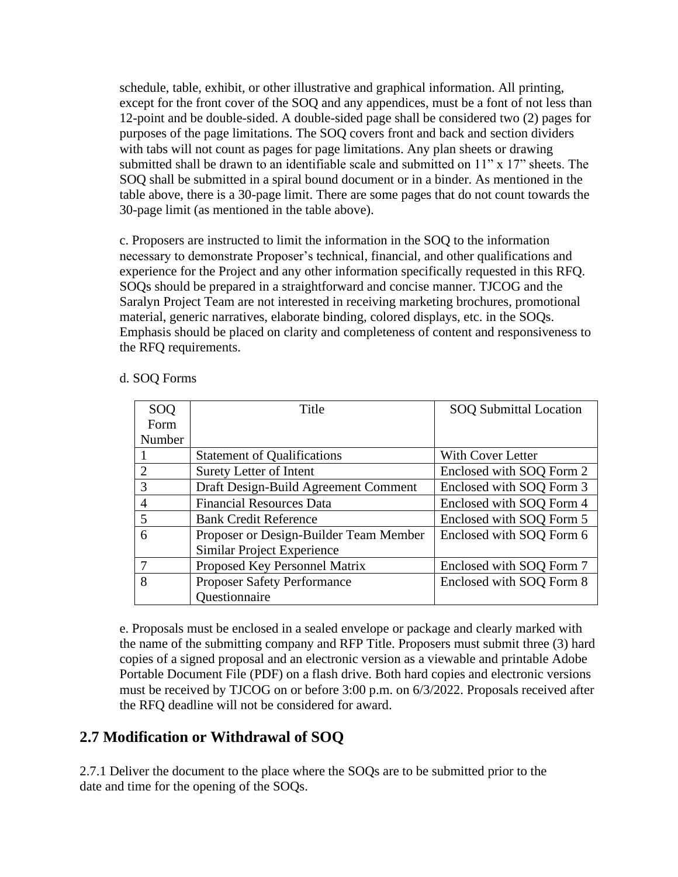schedule, table, exhibit, or other illustrative and graphical information. All printing, except for the front cover of the SOQ and any appendices, must be a font of not less than 12-point and be double-sided. A double-sided page shall be considered two (2) pages for purposes of the page limitations. The SOQ covers front and back and section dividers with tabs will not count as pages for page limitations. Any plan sheets or drawing submitted shall be drawn to an identifiable scale and submitted on 11" x 17" sheets. The SOQ shall be submitted in a spiral bound document or in a binder. As mentioned in the table above, there is a 30-page limit. There are some pages that do not count towards the 30-page limit (as mentioned in the table above).

c. Proposers are instructed to limit the information in the SOQ to the information necessary to demonstrate Proposer's technical, financial, and other qualifications and experience for the Project and any other information specifically requested in this RFQ. SOQs should be prepared in a straightforward and concise manner. TJCOG and the Saralyn Project Team are not interested in receiving marketing brochures, promotional material, generic narratives, elaborate binding, colored displays, etc. in the SOQs. Emphasis should be placed on clarity and completeness of content and responsiveness to the RFQ requirements.

d. SOQ Forms

| SOQ Form Number | Title | SOQ Submittal Location |
|---|---|---|
| 1 | Statement of Qualifications | With Cover Letter |
| 2 | Surety Letter of Intent | Enclosed with SOQ Form 2 |
| 3 | Draft Design-Build Agreement Comment | Enclosed with SOQ Form 3 |
| 4 | Financial Resources Data | Enclosed with SOQ Form 4 |
| 5 | Bank Credit Reference | Enclosed with SOQ Form 5 |
| 6 | Proposer or Design-Builder Team Member Similar Project Experience | Enclosed with SOQ Form 6 |
| 7 | Proposed Key Personnel Matrix | Enclosed with SOQ Form 7 |
| 8 | Proposer Safety Performance Questionnaire | Enclosed with SOQ Form 8 |

e. Proposals must be enclosed in a sealed envelope or package and clearly marked with the name of the submitting company and RFP Title. Proposers must submit three (3) hard copies of a signed proposal and an electronic version as a viewable and printable Adobe Portable Document File (PDF) on a flash drive. Both hard copies and electronic versions must be received by TJCOG on or before 3:00 p.m. on 6/3/2022. Proposals received after the RFQ deadline will not be considered for award.

## 2.7 Modification or Withdrawal of SOQ

2.7.1 Deliver the document to the place where the SOQs are to be submitted prior to the date and time for the opening of the SOQs.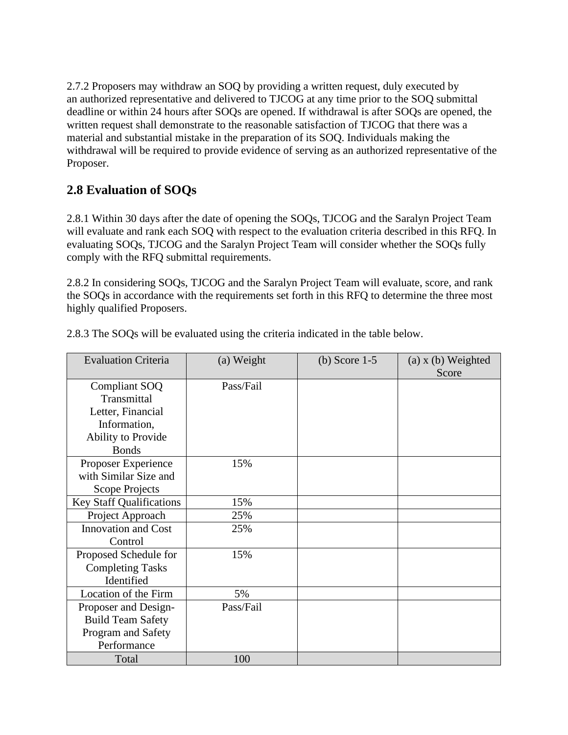2.7.2 Proposers may withdraw an SOQ by providing a written request, duly executed by an authorized representative and delivered to TJCOG at any time prior to the SOQ submittal deadline or within 24 hours after SOQs are opened. If withdrawal is after SOQs are opened, the written request shall demonstrate to the reasonable satisfaction of TJCOG that there was a material and substantial mistake in the preparation of its SOQ. Individuals making the withdrawal will be required to provide evidence of serving as an authorized representative of the Proposer.

## 2.8 Evaluation of SOQs

2.8.1 Within 30 days after the date of opening the SOQs, TJCOG and the Saralyn Project Team will evaluate and rank each SOQ with respect to the evaluation criteria described in this RFQ. In evaluating SOQs, TJCOG and the Saralyn Project Team will consider whether the SOQs fully comply with the RFQ submittal requirements.

2.8.2 In considering SOQs, TJCOG and the Saralyn Project Team will evaluate, score, and rank the SOQs in accordance with the requirements set forth in this RFQ to determine the three most highly qualified Proposers.

2.8.3 The SOQs will be evaluated using the criteria indicated in the table below.

| Evaluation Criteria | (a) Weight | (b) Score 1-5 | (a) x (b) Weighted Score |
|---|---|---|---|
| Compliant SOQ Transmittal Letter, Financial Information, Ability to Provide Bonds | Pass/Fail | | |
| Proposer Experience with Similar Size and Scope Projects | 15% | | |
| Key Staff Qualifications | 15% | | |
| Project Approach | 25% | | |
| Innovation and Cost Control | 25% | | |
| Proposed Schedule for Completing Tasks Identified | 15% | | |
| Location of the Firm | 5% | | |
| Proposer and Design-Build Team Safety Program and Safety Performance | Pass/Fail | | |
| Total | 100 | | |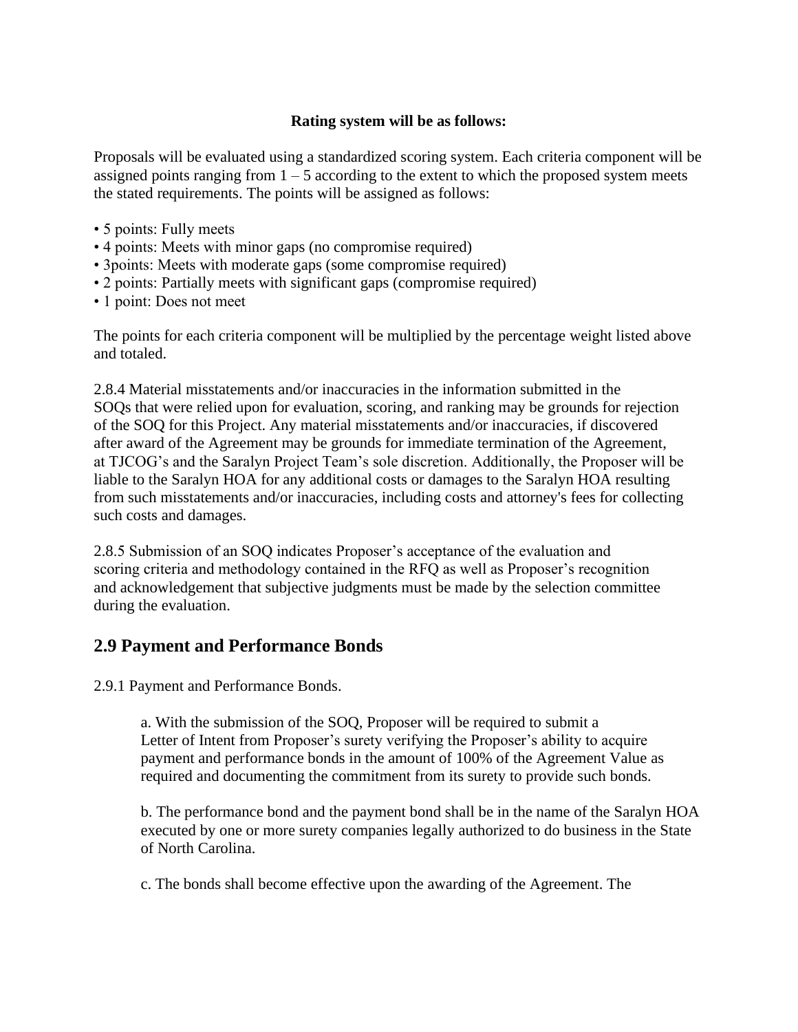**Rating system will be as follows:**

Proposals will be evaluated using a standardized scoring system. Each criteria component will be assigned points ranging from 1 – 5 according to the extent to which the proposed system meets the stated requirements. The points will be assigned as follows:

- 5 points: Fully meets
- 4 points: Meets with minor gaps (no compromise required)
- 3points: Meets with moderate gaps (some compromise required)
- 2 points: Partially meets with significant gaps (compromise required)
- 1 point: Does not meet

The points for each criteria component will be multiplied by the percentage weight listed above and totaled.

2.8.4 Material misstatements and/or inaccuracies in the information submitted in the SOQs that were relied upon for evaluation, scoring, and ranking may be grounds for rejection of the SOQ for this Project. Any material misstatements and/or inaccuracies, if discovered after award of the Agreement may be grounds for immediate termination of the Agreement, at TJCOG's and the Saralyn Project Team's sole discretion. Additionally, the Proposer will be liable to the Saralyn HOA for any additional costs or damages to the Saralyn HOA resulting from such misstatements and/or inaccuracies, including costs and attorney's fees for collecting such costs and damages.

2.8.5 Submission of an SOQ indicates Proposer's acceptance of the evaluation and scoring criteria and methodology contained in the RFQ as well as Proposer's recognition and acknowledgement that subjective judgments must be made by the selection committee during the evaluation.

## 2.9 Payment and Performance Bonds

2.9.1 Payment and Performance Bonds.

a. With the submission of the SOQ, Proposer will be required to submit a Letter of Intent from Proposer's surety verifying the Proposer's ability to acquire payment and performance bonds in the amount of 100% of the Agreement Value as required and documenting the commitment from its surety to provide such bonds.

b. The performance bond and the payment bond shall be in the name of the Saralyn HOA executed by one or more surety companies legally authorized to do business in the State of North Carolina.

c. The bonds shall become effective upon the awarding of the Agreement. The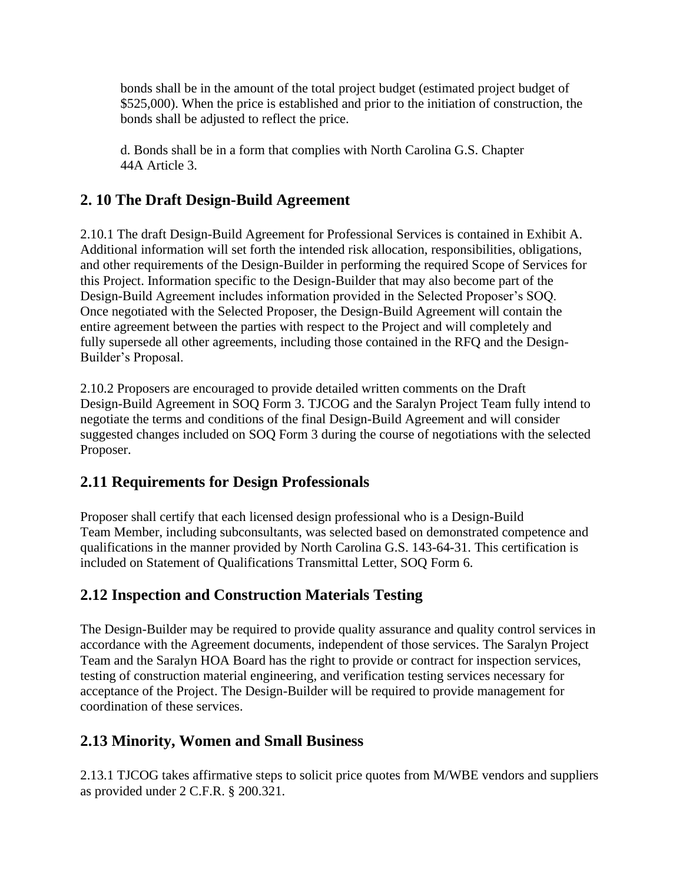bonds shall be in the amount of the total project budget (estimated project budget of $525,000). When the price is established and prior to the initiation of construction, the bonds shall be adjusted to reflect the price.

d. Bonds shall be in a form that complies with North Carolina G.S. Chapter 44A Article 3.

## 2. 10 The Draft Design-Build Agreement

2.10.1 The draft Design-Build Agreement for Professional Services is contained in Exhibit A. Additional information will set forth the intended risk allocation, responsibilities, obligations, and other requirements of the Design-Builder in performing the required Scope of Services for this Project. Information specific to the Design-Builder that may also become part of the Design-Build Agreement includes information provided in the Selected Proposer's SOQ. Once negotiated with the Selected Proposer, the Design-Build Agreement will contain the entire agreement between the parties with respect to the Project and will completely and fully supersede all other agreements, including those contained in the RFQ and the Design-Builder's Proposal.

2.10.2 Proposers are encouraged to provide detailed written comments on the Draft Design-Build Agreement in SOQ Form 3. TJCOG and the Saralyn Project Team fully intend to negotiate the terms and conditions of the final Design-Build Agreement and will consider suggested changes included on SOQ Form 3 during the course of negotiations with the selected Proposer.

## 2.11 Requirements for Design Professionals

Proposer shall certify that each licensed design professional who is a Design-Build Team Member, including subconsultants, was selected based on demonstrated competence and qualifications in the manner provided by North Carolina G.S. 143-64-31. This certification is included on Statement of Qualifications Transmittal Letter, SOQ Form 6.

## 2.12 Inspection and Construction Materials Testing

The Design-Builder may be required to provide quality assurance and quality control services in accordance with the Agreement documents, independent of those services. The Saralyn Project Team and the Saralyn HOA Board has the right to provide or contract for inspection services, testing of construction material engineering, and verification testing services necessary for acceptance of the Project. The Design-Builder will be required to provide management for coordination of these services.

## 2.13 Minority, Women and Small Business

2.13.1 TJCOG takes affirmative steps to solicit price quotes from M/WBE vendors and suppliers as provided under 2 C.F.R. § 200.321.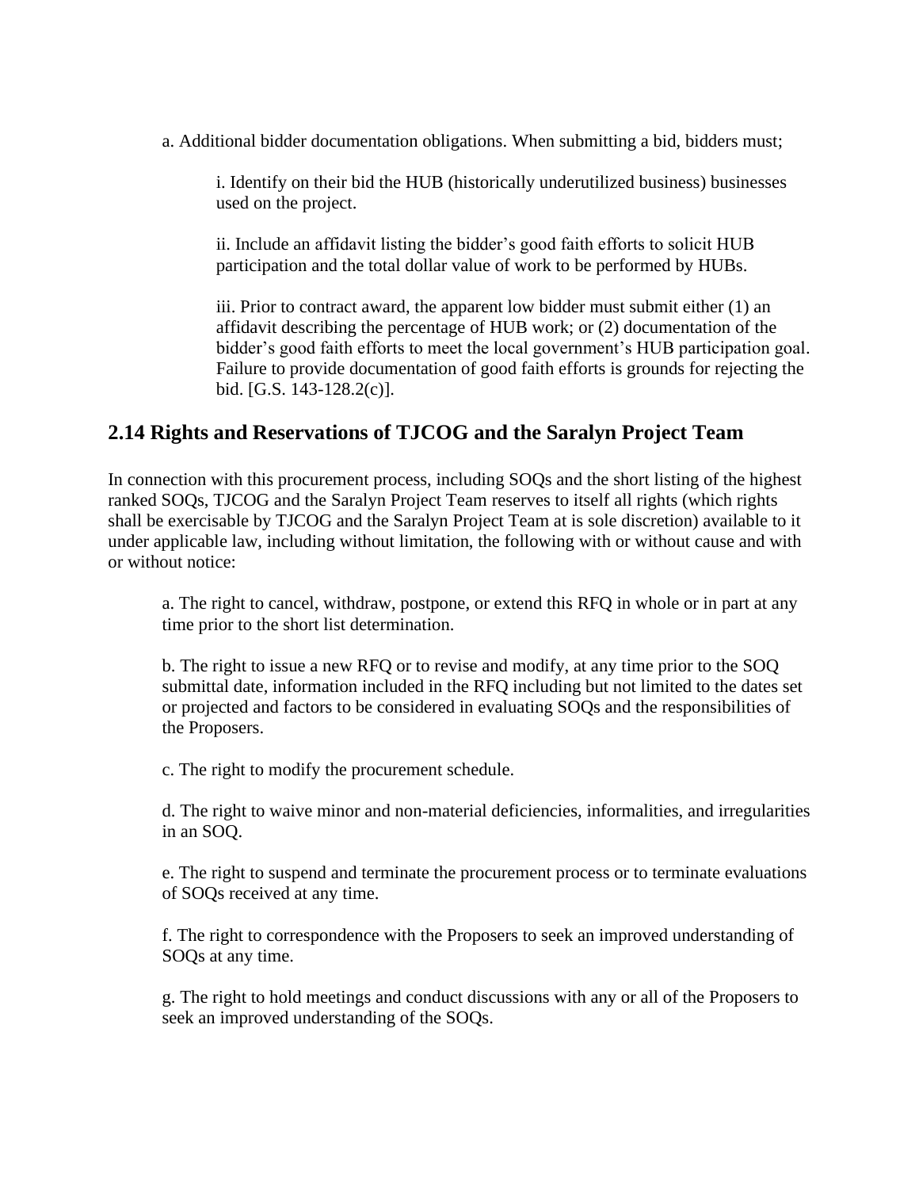a. Additional bidder documentation obligations. When submitting a bid, bidders must;

i. Identify on their bid the HUB (historically underutilized business) businesses used on the project.

ii. Include an affidavit listing the bidder's good faith efforts to solicit HUB participation and the total dollar value of work to be performed by HUBs.

iii. Prior to contract award, the apparent low bidder must submit either (1) an affidavit describing the percentage of HUB work; or (2) documentation of the bidder's good faith efforts to meet the local government's HUB participation goal. Failure to provide documentation of good faith efforts is grounds for rejecting the bid. [G.S. 143-128.2(c)].

## 2.14 Rights and Reservations of TJCOG and the Saralyn Project Team

In connection with this procurement process, including SOQs and the short listing of the highest ranked SOQs, TJCOG and the Saralyn Project Team reserves to itself all rights (which rights shall be exercisable by TJCOG and the Saralyn Project Team at is sole discretion) available to it under applicable law, including without limitation, the following with or without cause and with or without notice:

a. The right to cancel, withdraw, postpone, or extend this RFQ in whole or in part at any time prior to the short list determination.

b. The right to issue a new RFQ or to revise and modify, at any time prior to the SOQ submittal date, information included in the RFQ including but not limited to the dates set or projected and factors to be considered in evaluating SOQs and the responsibilities of the Proposers.

c. The right to modify the procurement schedule.

d. The right to waive minor and non-material deficiencies, informalities, and irregularities in an SOQ.

e. The right to suspend and terminate the procurement process or to terminate evaluations of SOQs received at any time.

f. The right to correspondence with the Proposers to seek an improved understanding of SOQs at any time.

g. The right to hold meetings and conduct discussions with any or all of the Proposers to seek an improved understanding of the SOQs.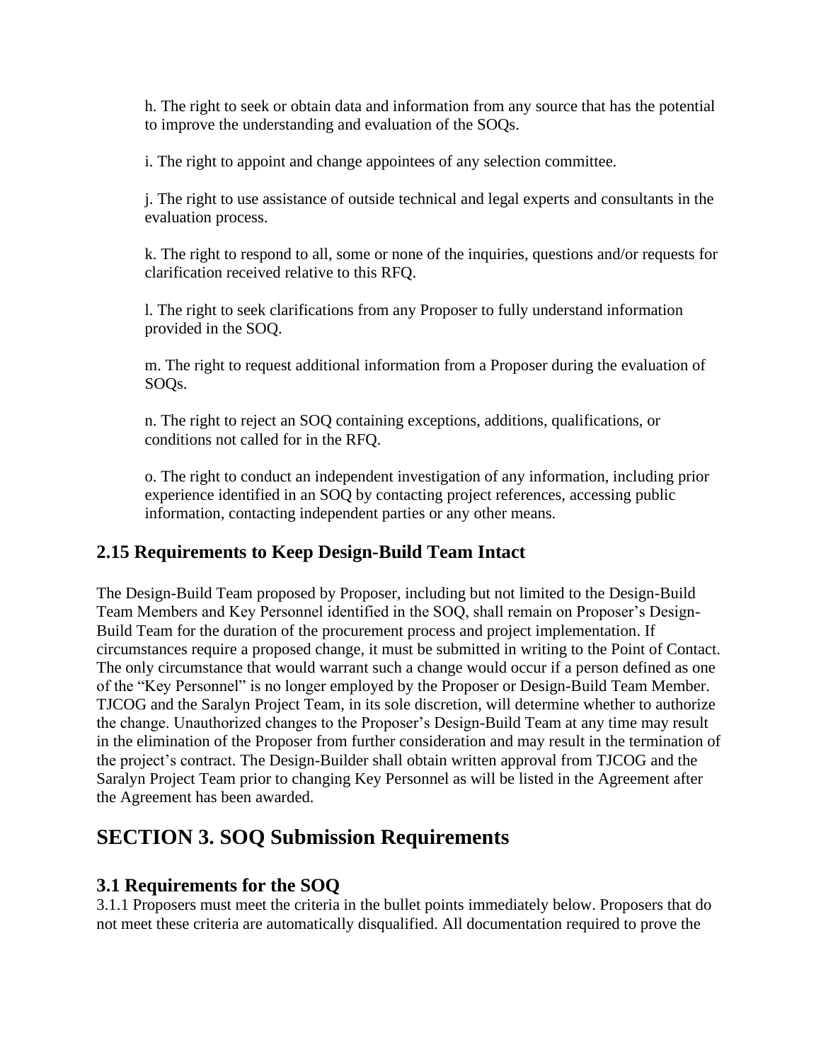h. The right to seek or obtain data and information from any source that has the potential to improve the understanding and evaluation of the SOQs.

i. The right to appoint and change appointees of any selection committee.

j. The right to use assistance of outside technical and legal experts and consultants in the evaluation process.

k. The right to respond to all, some or none of the inquiries, questions and/or requests for clarification received relative to this RFQ.

l. The right to seek clarifications from any Proposer to fully understand information provided in the SOQ.

m. The right to request additional information from a Proposer during the evaluation of SOQs.

n. The right to reject an SOQ containing exceptions, additions, qualifications, or conditions not called for in the RFQ.

o. The right to conduct an independent investigation of any information, including prior experience identified in an SOQ by contacting project references, accessing public information, contacting independent parties or any other means.

### 2.15 Requirements to Keep Design-Build Team Intact

The Design-Build Team proposed by Proposer, including but not limited to the Design-Build Team Members and Key Personnel identified in the SOQ, shall remain on Proposer's Design-Build Team for the duration of the procurement process and project implementation. If circumstances require a proposed change, it must be submitted in writing to the Point of Contact. The only circumstance that would warrant such a change would occur if a person defined as one of the "Key Personnel" is no longer employed by the Proposer or Design-Build Team Member. TJCOG and the Saralyn Project Team, in its sole discretion, will determine whether to authorize the change. Unauthorized changes to the Proposer's Design-Build Team at any time may result in the elimination of the Proposer from further consideration and may result in the termination of the project's contract. The Design-Builder shall obtain written approval from TJCOG and the Saralyn Project Team prior to changing Key Personnel as will be listed in the Agreement after the Agreement has been awarded.

## SECTION 3. SOQ Submission Requirements

### 3.1 Requirements for the SOQ

3.1.1 Proposers must meet the criteria in the bullet points immediately below. Proposers that do not meet these criteria are automatically disqualified. All documentation required to prove the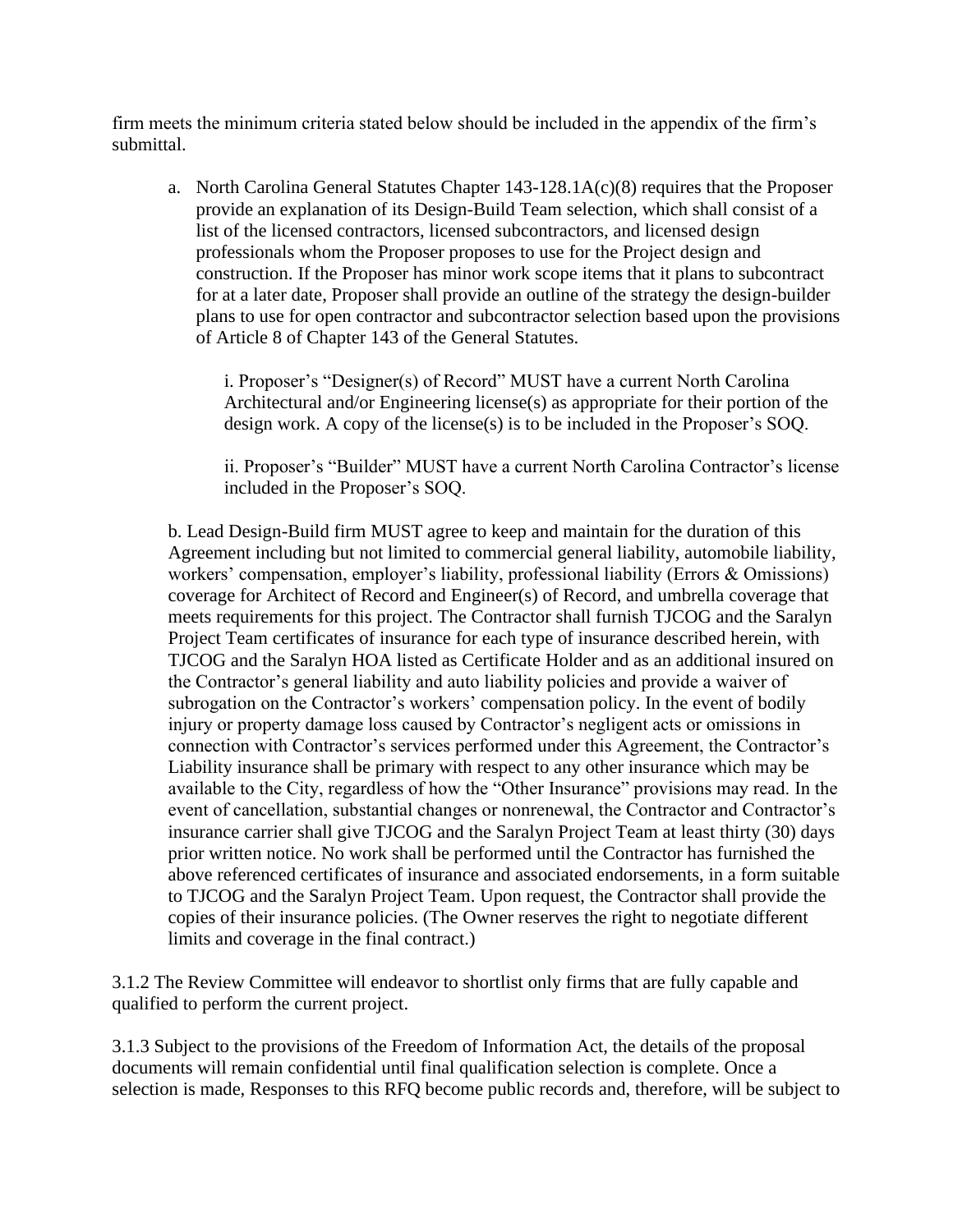firm meets the minimum criteria stated below should be included in the appendix of the firm's submittal.

a. North Carolina General Statutes Chapter 143-128.1A(c)(8) requires that the Proposer provide an explanation of its Design-Build Team selection, which shall consist of a list of the licensed contractors, licensed subcontractors, and licensed design professionals whom the Proposer proposes to use for the Project design and construction. If the Proposer has minor work scope items that it plans to subcontract for at a later date, Proposer shall provide an outline of the strategy the design-builder plans to use for open contractor and subcontractor selection based upon the provisions of Article 8 of Chapter 143 of the General Statutes.

   i. Proposer's "Designer(s) of Record" MUST have a current North Carolina Architectural and/or Engineering license(s) as appropriate for their portion of the design work. A copy of the license(s) is to be included in the Proposer's SOQ.

   ii. Proposer's "Builder" MUST have a current North Carolina Contractor's license included in the Proposer's SOQ.

b. Lead Design-Build firm MUST agree to keep and maintain for the duration of this Agreement including but not limited to commercial general liability, automobile liability, workers' compensation, employer's liability, professional liability (Errors & Omissions) coverage for Architect of Record and Engineer(s) of Record, and umbrella coverage that meets requirements for this project. The Contractor shall furnish TJCOG and the Saralyn Project Team certificates of insurance for each type of insurance described herein, with TJCOG and the Saralyn HOA listed as Certificate Holder and as an additional insured on the Contractor's general liability and auto liability policies and provide a waiver of subrogation on the Contractor's workers' compensation policy. In the event of bodily injury or property damage loss caused by Contractor's negligent acts or omissions in connection with Contractor's services performed under this Agreement, the Contractor's Liability insurance shall be primary with respect to any other insurance which may be available to the City, regardless of how the "Other Insurance" provisions may read. In the event of cancellation, substantial changes or nonrenewal, the Contractor and Contractor's insurance carrier shall give TJCOG and the Saralyn Project Team at least thirty (30) days prior written notice. No work shall be performed until the Contractor has furnished the above referenced certificates of insurance and associated endorsements, in a form suitable to TJCOG and the Saralyn Project Team. Upon request, the Contractor shall provide the copies of their insurance policies. (The Owner reserves the right to negotiate different limits and coverage in the final contract.)

3.1.2 The Review Committee will endeavor to shortlist only firms that are fully capable and qualified to perform the current project.

3.1.3 Subject to the provisions of the Freedom of Information Act, the details of the proposal documents will remain confidential until final qualification selection is complete. Once a selection is made, Responses to this RFQ become public records and, therefore, will be subject to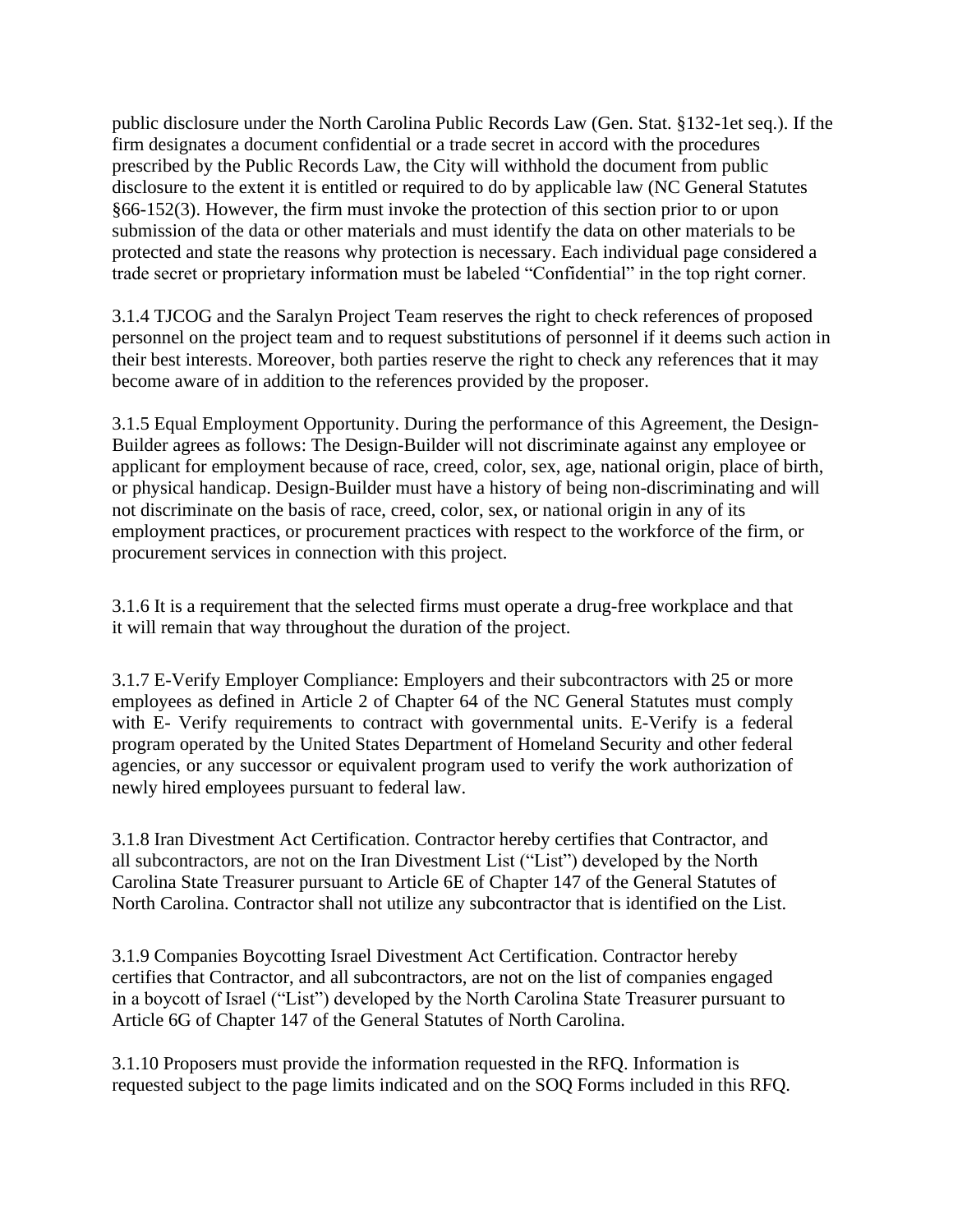public disclosure under the North Carolina Public Records Law (Gen. Stat. §132-1et seq.). If the firm designates a document confidential or a trade secret in accord with the procedures prescribed by the Public Records Law, the City will withhold the document from public disclosure to the extent it is entitled or required to do by applicable law (NC General Statutes §66-152(3). However, the firm must invoke the protection of this section prior to or upon submission of the data or other materials and must identify the data on other materials to be protected and state the reasons why protection is necessary. Each individual page considered a trade secret or proprietary information must be labeled "Confidential" in the top right corner.

3.1.4 TJCOG and the Saralyn Project Team reserves the right to check references of proposed personnel on the project team and to request substitutions of personnel if it deems such action in their best interests. Moreover, both parties reserve the right to check any references that it may become aware of in addition to the references provided by the proposer.

3.1.5 Equal Employment Opportunity. During the performance of this Agreement, the Design-Builder agrees as follows: The Design-Builder will not discriminate against any employee or applicant for employment because of race, creed, color, sex, age, national origin, place of birth, or physical handicap. Design-Builder must have a history of being non-discriminating and will not discriminate on the basis of race, creed, color, sex, or national origin in any of its employment practices, or procurement practices with respect to the workforce of the firm, or procurement services in connection with this project.

3.1.6 It is a requirement that the selected firms must operate a drug-free workplace and that it will remain that way throughout the duration of the project.

3.1.7 E-Verify Employer Compliance: Employers and their subcontractors with 25 or more employees as defined in Article 2 of Chapter 64 of the NC General Statutes must comply with E- Verify requirements to contract with governmental units. E-Verify is a federal program operated by the United States Department of Homeland Security and other federal agencies, or any successor or equivalent program used to verify the work authorization of newly hired employees pursuant to federal law.

3.1.8 Iran Divestment Act Certification. Contractor hereby certifies that Contractor, and all subcontractors, are not on the Iran Divestment List ("List") developed by the North Carolina State Treasurer pursuant to Article 6E of Chapter 147 of the General Statutes of North Carolina. Contractor shall not utilize any subcontractor that is identified on the List.

3.1.9 Companies Boycotting Israel Divestment Act Certification. Contractor hereby certifies that Contractor, and all subcontractors, are not on the list of companies engaged in a boycott of Israel ("List") developed by the North Carolina State Treasurer pursuant to Article 6G of Chapter 147 of the General Statutes of North Carolina.

3.1.10 Proposers must provide the information requested in the RFQ. Information is requested subject to the page limits indicated and on the SOQ Forms included in this RFQ.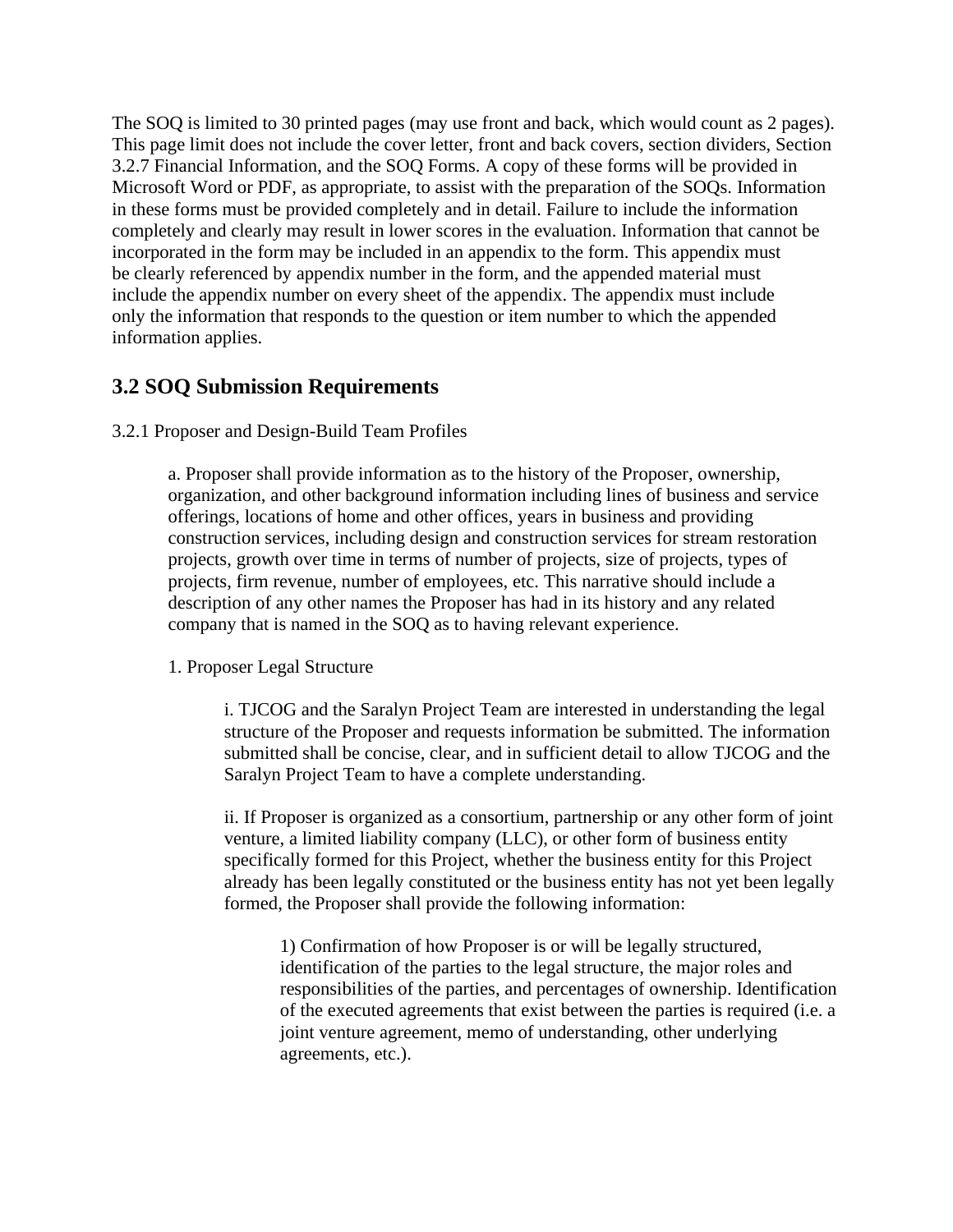The SOQ is limited to 30 printed pages (may use front and back, which would count as 2 pages). This page limit does not include the cover letter, front and back covers, section dividers, Section 3.2.7 Financial Information, and the SOQ Forms. A copy of these forms will be provided in Microsoft Word or PDF, as appropriate, to assist with the preparation of the SOQs. Information in these forms must be provided completely and in detail. Failure to include the information completely and clearly may result in lower scores in the evaluation. Information that cannot be incorporated in the form may be included in an appendix to the form. This appendix must be clearly referenced by appendix number in the form, and the appended material must include the appendix number on every sheet of the appendix. The appendix must include only the information that responds to the question or item number to which the appended information applies.

## 3.2 SOQ Submission Requirements

3.2.1 Proposer and Design-Build Team Profiles

a. Proposer shall provide information as to the history of the Proposer, ownership, organization, and other background information including lines of business and service offerings, locations of home and other offices, years in business and providing construction services, including design and construction services for stream restoration projects, growth over time in terms of number of projects, size of projects, types of projects, firm revenue, number of employees, etc. This narrative should include a description of any other names the Proposer has had in its history and any related company that is named in the SOQ as to having relevant experience.

1. Proposer Legal Structure

i. TJCOG and the Saralyn Project Team are interested in understanding the legal structure of the Proposer and requests information be submitted. The information submitted shall be concise, clear, and in sufficient detail to allow TJCOG and the Saralyn Project Team to have a complete understanding.

ii. If Proposer is organized as a consortium, partnership or any other form of joint venture, a limited liability company (LLC), or other form of business entity specifically formed for this Project, whether the business entity for this Project already has been legally constituted or the business entity has not yet been legally formed, the Proposer shall provide the following information:

1) Confirmation of how Proposer is or will be legally structured, identification of the parties to the legal structure, the major roles and responsibilities of the parties, and percentages of ownership. Identification of the executed agreements that exist between the parties is required (i.e. a joint venture agreement, memo of understanding, other underlying agreements, etc.).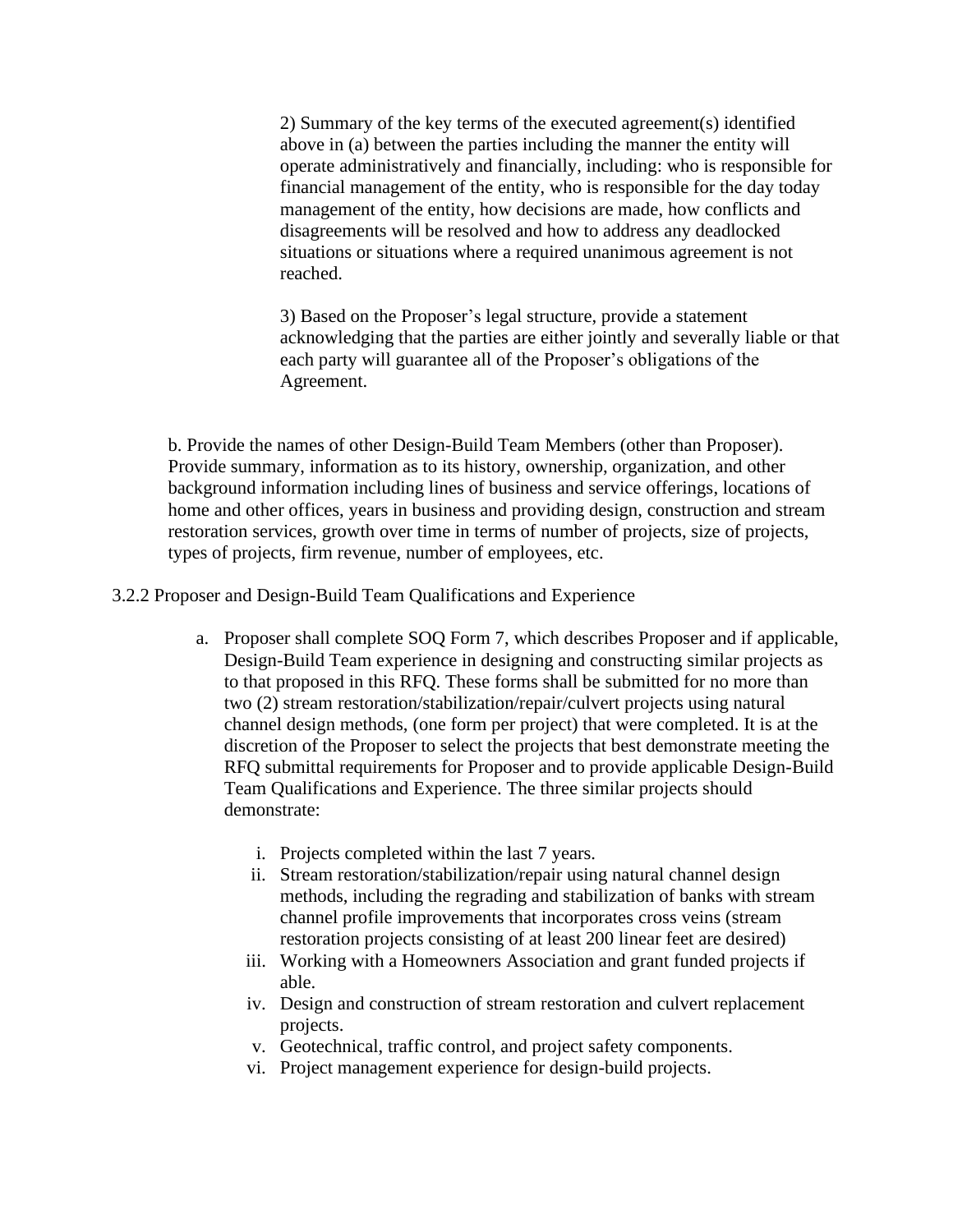2) Summary of the key terms of the executed agreement(s) identified above in (a) between the parties including the manner the entity will operate administratively and financially, including: who is responsible for financial management of the entity, who is responsible for the day today management of the entity, how decisions are made, how conflicts and disagreements will be resolved and how to address any deadlocked situations or situations where a required unanimous agreement is not reached.

3) Based on the Proposer's legal structure, provide a statement acknowledging that the parties are either jointly and severally liable or that each party will guarantee all of the Proposer's obligations of the Agreement.

b. Provide the names of other Design-Build Team Members (other than Proposer). Provide summary, information as to its history, ownership, organization, and other background information including lines of business and service offerings, locations of home and other offices, years in business and providing design, construction and stream restoration services, growth over time in terms of number of projects, size of projects, types of projects, firm revenue, number of employees, etc.

3.2.2 Proposer and Design-Build Team Qualifications and Experience

a. Proposer shall complete SOQ Form 7, which describes Proposer and if applicable, Design-Build Team experience in designing and constructing similar projects as to that proposed in this RFQ. These forms shall be submitted for no more than two (2) stream restoration/stabilization/repair/culvert projects using natural channel design methods, (one form per project) that were completed. It is at the discretion of the Proposer to select the projects that best demonstrate meeting the RFQ submittal requirements for Proposer and to provide applicable Design-Build Team Qualifications and Experience. The three similar projects should demonstrate:

   i. Projects completed within the last 7 years.
   ii. Stream restoration/stabilization/repair using natural channel design methods, including the regrading and stabilization of banks with stream channel profile improvements that incorporates cross veins (stream restoration projects consisting of at least 200 linear feet are desired)
   iii. Working with a Homeowners Association and grant funded projects if able.
   iv. Design and construction of stream restoration and culvert replacement projects.
   v. Geotechnical, traffic control, and project safety components.
   vi. Project management experience for design-build projects.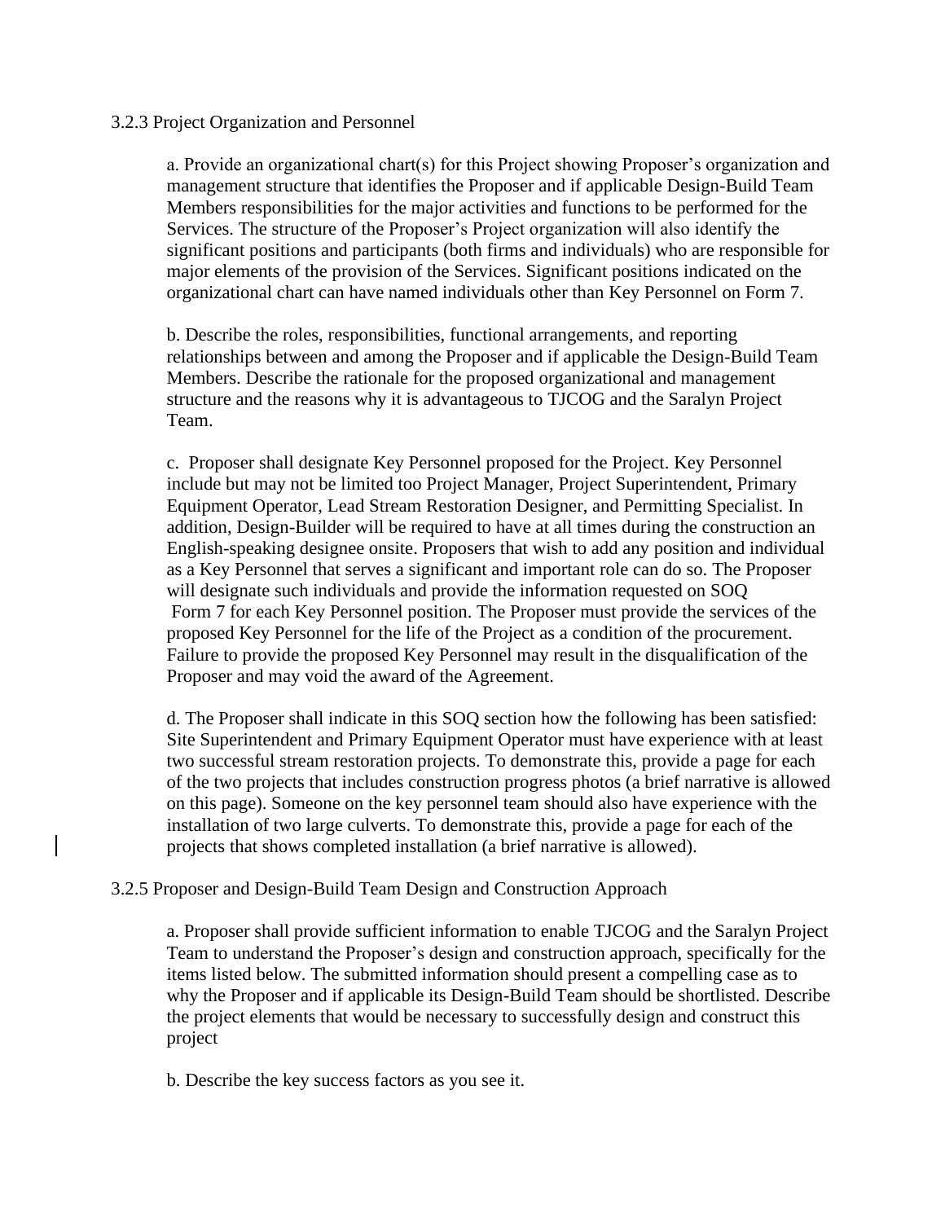3.2.3 Project Organization and Personnel

a. Provide an organizational chart(s) for this Project showing Proposer's organization and management structure that identifies the Proposer and if applicable Design-Build Team Members responsibilities for the major activities and functions to be performed for the Services. The structure of the Proposer's Project organization will also identify the significant positions and participants (both firms and individuals) who are responsible for major elements of the provision of the Services. Significant positions indicated on the organizational chart can have named individuals other than Key Personnel on Form 7.

b. Describe the roles, responsibilities, functional arrangements, and reporting relationships between and among the Proposer and if applicable the Design-Build Team Members. Describe the rationale for the proposed organizational and management structure and the reasons why it is advantageous to TJCOG and the Saralyn Project Team.

c. Proposer shall designate Key Personnel proposed for the Project. Key Personnel include but may not be limited too Project Manager, Project Superintendent, Primary Equipment Operator, Lead Stream Restoration Designer, and Permitting Specialist. In addition, Design-Builder will be required to have at all times during the construction an English-speaking designee onsite. Proposers that wish to add any position and individual as a Key Personnel that serves a significant and important role can do so. The Proposer will designate such individuals and provide the information requested on SOQ Form 7 for each Key Personnel position. The Proposer must provide the services of the proposed Key Personnel for the life of the Project as a condition of the procurement. Failure to provide the proposed Key Personnel may result in the disqualification of the Proposer and may void the award of the Agreement.

d. The Proposer shall indicate in this SOQ section how the following has been satisfied: Site Superintendent and Primary Equipment Operator must have experience with at least two successful stream restoration projects. To demonstrate this, provide a page for each of the two projects that includes construction progress photos (a brief narrative is allowed on this page). Someone on the key personnel team should also have experience with the installation of two large culverts. To demonstrate this, provide a page for each of the projects that shows completed installation (a brief narrative is allowed).

3.2.5 Proposer and Design-Build Team Design and Construction Approach

a. Proposer shall provide sufficient information to enable TJCOG and the Saralyn Project Team to understand the Proposer's design and construction approach, specifically for the items listed below. The submitted information should present a compelling case as to why the Proposer and if applicable its Design-Build Team should be shortlisted. Describe the project elements that would be necessary to successfully design and construct this project

b. Describe the key success factors as you see it.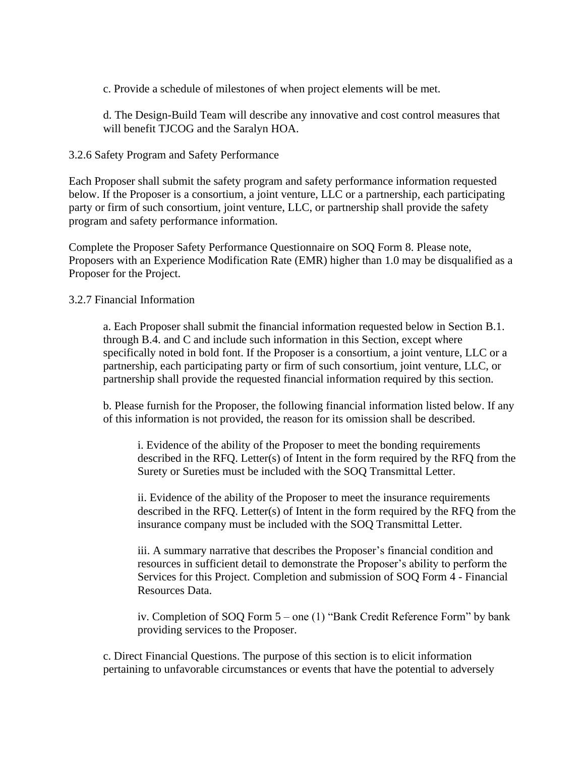c. Provide a schedule of milestones of when project elements will be met.

d. The Design-Build Team will describe any innovative and cost control measures that will benefit TJCOG and the Saralyn HOA.

3.2.6 Safety Program and Safety Performance

Each Proposer shall submit the safety program and safety performance information requested below. If the Proposer is a consortium, a joint venture, LLC or a partnership, each participating party or firm of such consortium, joint venture, LLC, or partnership shall provide the safety program and safety performance information.

Complete the Proposer Safety Performance Questionnaire on SOQ Form 8. Please note, Proposers with an Experience Modification Rate (EMR) higher than 1.0 may be disqualified as a Proposer for the Project.

3.2.7 Financial Information

a. Each Proposer shall submit the financial information requested below in Section B.1. through B.4. and C and include such information in this Section, except where specifically noted in bold font. If the Proposer is a consortium, a joint venture, LLC or a partnership, each participating party or firm of such consortium, joint venture, LLC, or partnership shall provide the requested financial information required by this section.

b. Please furnish for the Proposer, the following financial information listed below. If any of this information is not provided, the reason for its omission shall be described.

i. Evidence of the ability of the Proposer to meet the bonding requirements described in the RFQ. Letter(s) of Intent in the form required by the RFQ from the Surety or Sureties must be included with the SOQ Transmittal Letter.

ii. Evidence of the ability of the Proposer to meet the insurance requirements described in the RFQ. Letter(s) of Intent in the form required by the RFQ from the insurance company must be included with the SOQ Transmittal Letter.

iii. A summary narrative that describes the Proposer's financial condition and resources in sufficient detail to demonstrate the Proposer's ability to perform the Services for this Project. Completion and submission of SOQ Form 4 - Financial Resources Data.

iv. Completion of SOQ Form 5 – one (1) "Bank Credit Reference Form" by bank providing services to the Proposer.

c. Direct Financial Questions. The purpose of this section is to elicit information pertaining to unfavorable circumstances or events that have the potential to adversely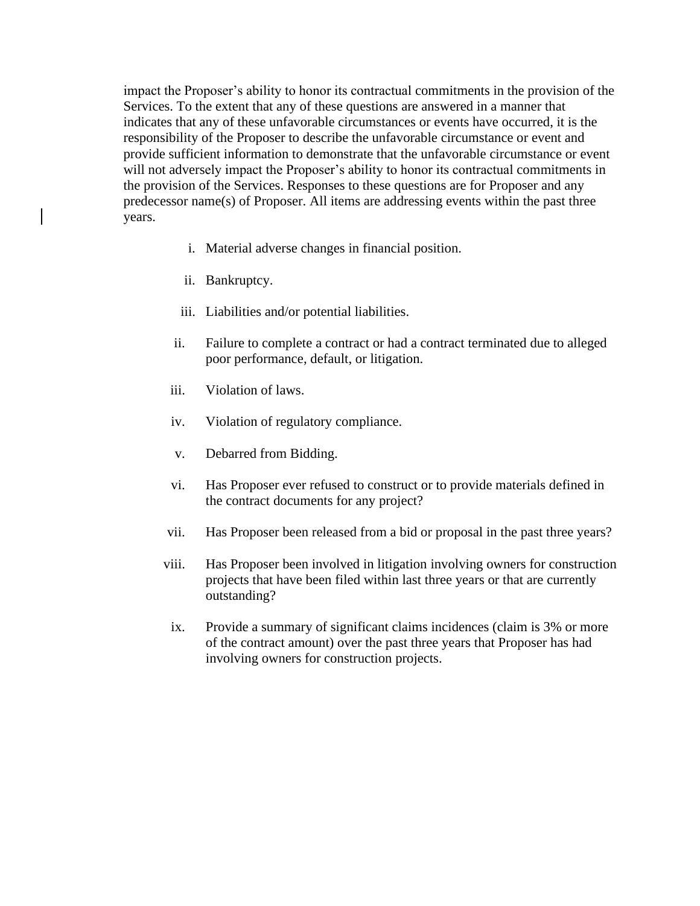impact the Proposer's ability to honor its contractual commitments in the provision of the Services. To the extent that any of these questions are answered in a manner that indicates that any of these unfavorable circumstances or events have occurred, it is the responsibility of the Proposer to describe the unfavorable circumstance or event and provide sufficient information to demonstrate that the unfavorable circumstance or event will not adversely impact the Proposer's ability to honor its contractual commitments in the provision of the Services. Responses to these questions are for Proposer and any predecessor name(s) of Proposer. All items are addressing events within the past three years.

i. Material adverse changes in financial position.

ii. Bankruptcy.

iii. Liabilities and/or potential liabilities.

ii. Failure to complete a contract or had a contract terminated due to alleged poor performance, default, or litigation.

iii. Violation of laws.

iv. Violation of regulatory compliance.

v. Debarred from Bidding.

vi. Has Proposer ever refused to construct or to provide materials defined in the contract documents for any project?

vii. Has Proposer been released from a bid or proposal in the past three years?

viii. Has Proposer been involved in litigation involving owners for construction projects that have been filed within last three years or that are currently outstanding?

ix. Provide a summary of significant claims incidences (claim is 3% or more of the contract amount) over the past three years that Proposer has had involving owners for construction projects.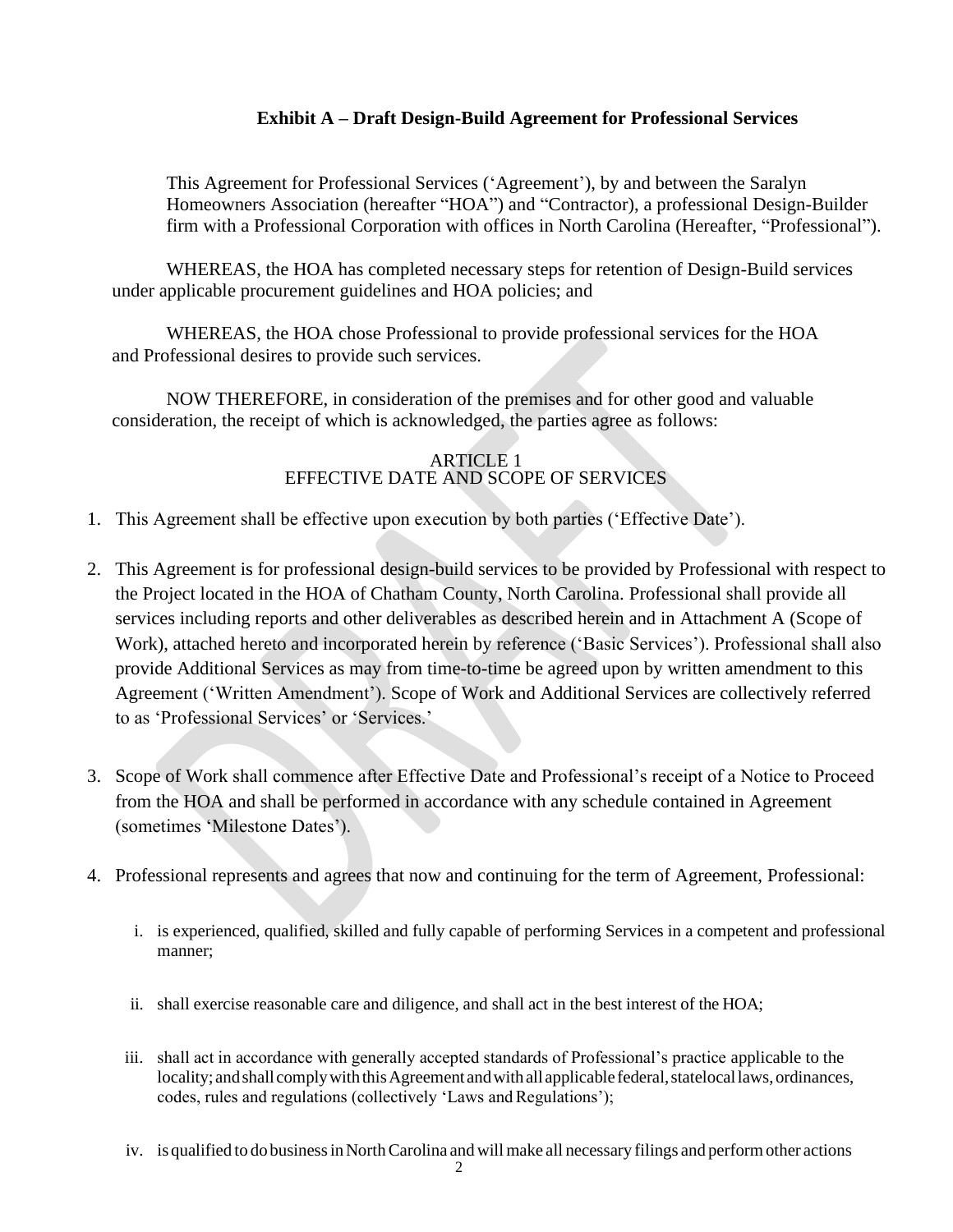**Exhibit A – Draft Design-Build Agreement for Professional Services**

This Agreement for Professional Services ('Agreement'), by and between the Saralyn Homeowners Association (hereafter "HOA") and "Contractor), a professional Design-Builder firm with a Professional Corporation with offices in North Carolina (Hereafter, "Professional").

WHEREAS, the HOA has completed necessary steps for retention of Design-Build services under applicable procurement guidelines and HOA policies; and

WHEREAS, the HOA chose Professional to provide professional services for the HOA and Professional desires to provide such services.

NOW THEREFORE, in consideration of the premises and for other good and valuable consideration, the receipt of which is acknowledged, the parties agree as follows:

ARTICLE 1
EFFECTIVE DATE AND SCOPE OF SERVICES

1. This Agreement shall be effective upon execution by both parties ('Effective Date').

2. This Agreement is for professional design-build services to be provided by Professional with respect to the Project located in the HOA of Chatham County, North Carolina. Professional shall provide all services including reports and other deliverables as described herein and in Attachment A (Scope of Work), attached hereto and incorporated herein by reference ('Basic Services'). Professional shall also provide Additional Services as may from time-to-time be agreed upon by written amendment to this Agreement ('Written Amendment'). Scope of Work and Additional Services are collectively referred to as 'Professional Services' or 'Services.'

3. Scope of Work shall commence after Effective Date and Professional's receipt of a Notice to Proceed from the HOA and shall be performed in accordance with any schedule contained in Agreement (sometimes 'Milestone Dates').

4. Professional represents and agrees that now and continuing for the term of Agreement, Professional:

   i. is experienced, qualified, skilled and fully capable of performing Services in a competent and professional manner;

   ii. shall exercise reasonable care and diligence, and shall act in the best interest of the HOA;

   iii. shall act in accordance with generally accepted standards of Professional's practice applicable to the locality; and shall comply with this Agreement and with all applicable federal, statelocal laws, ordinances, codes, rules and regulations (collectively 'Laws and Regulations');

   iv. is qualified to do business in North Carolina and will make all necessary filings and perform other actions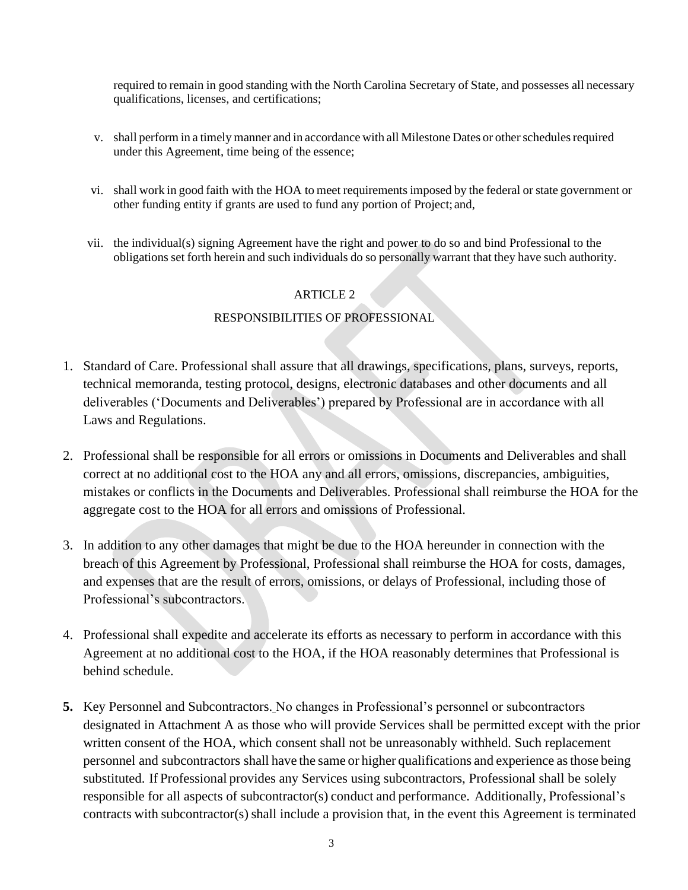required to remain in good standing with the North Carolina Secretary of State, and possesses all necessary qualifications, licenses, and certifications;

v. shall perform in a timely manner and in accordance with all Milestone Dates or other schedules required under this Agreement, time being of the essence;

vi. shall work in good faith with the HOA to meet requirements imposed by the federal or state government or other funding entity if grants are used to fund any portion of Project; and,

vii. the individual(s) signing Agreement have the right and power to do so and bind Professional to the obligations set forth herein and such individuals do so personally warrant that they have such authority.

## ARTICLE 2

## RESPONSIBILITIES OF PROFESSIONAL

1. Standard of Care. Professional shall assure that all drawings, specifications, plans, surveys, reports, technical memoranda, testing protocol, designs, electronic databases and other documents and all deliverables ('Documents and Deliverables') prepared by Professional are in accordance with all Laws and Regulations.

2. Professional shall be responsible for all errors or omissions in Documents and Deliverables and shall correct at no additional cost to the HOA any and all errors, omissions, discrepancies, ambiguities, mistakes or conflicts in the Documents and Deliverables. Professional shall reimburse the HOA for the aggregate cost to the HOA for all errors and omissions of Professional.

3. In addition to any other damages that might be due to the HOA hereunder in connection with the breach of this Agreement by Professional, Professional shall reimburse the HOA for costs, damages, and expenses that are the result of errors, omissions, or delays of Professional, including those of Professional's subcontractors.

4. Professional shall expedite and accelerate its efforts as necessary to perform in accordance with this Agreement at no additional cost to the HOA, if the HOA reasonably determines that Professional is behind schedule.

**5.** Key Personnel and Subcontractors. No changes in Professional's personnel or subcontractors designated in Attachment A as those who will provide Services shall be permitted except with the prior written consent of the HOA, which consent shall not be unreasonably withheld. Such replacement personnel and subcontractors shall have the same or higher qualifications and experience as those being substituted. If Professional provides any Services using subcontractors, Professional shall be solely responsible for all aspects of subcontractor(s) conduct and performance. Additionally, Professional's contracts with subcontractor(s) shall include a provision that, in the event this Agreement is terminated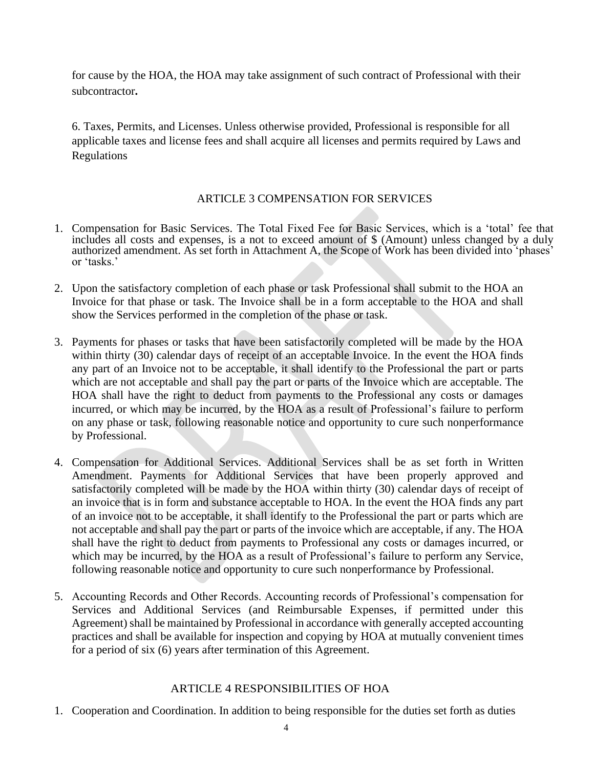for cause by the HOA, the HOA may take assignment of such contract of Professional with their subcontractor**.**

6. Taxes, Permits, and Licenses. Unless otherwise provided, Professional is responsible for all applicable taxes and license fees and shall acquire all licenses and permits required by Laws and Regulations

## ARTICLE 3 COMPENSATION FOR SERVICES

1. Compensation for Basic Services. The Total Fixed Fee for Basic Services, which is a 'total' fee that includes all costs and expenses, is a not to exceed amount of $ (Amount) unless changed by a duly authorized amendment. As set forth in Attachment A, the Scope of Work has been divided into 'phases' or 'tasks.'

2. Upon the satisfactory completion of each phase or task Professional shall submit to the HOA an Invoice for that phase or task. The Invoice shall be in a form acceptable to the HOA and shall show the Services performed in the completion of the phase or task.

3. Payments for phases or tasks that have been satisfactorily completed will be made by the HOA within thirty (30) calendar days of receipt of an acceptable Invoice. In the event the HOA finds any part of an Invoice not to be acceptable, it shall identify to the Professional the part or parts which are not acceptable and shall pay the part or parts of the Invoice which are acceptable. The HOA shall have the right to deduct from payments to the Professional any costs or damages incurred, or which may be incurred, by the HOA as a result of Professional's failure to perform on any phase or task, following reasonable notice and opportunity to cure such nonperformance by Professional.

4. Compensation for Additional Services. Additional Services shall be as set forth in Written Amendment. Payments for Additional Services that have been properly approved and satisfactorily completed will be made by the HOA within thirty (30) calendar days of receipt of an invoice that is in form and substance acceptable to HOA. In the event the HOA finds any part of an invoice not to be acceptable, it shall identify to the Professional the part or parts which are not acceptable and shall pay the part or parts of the invoice which are acceptable, if any. The HOA shall have the right to deduct from payments to Professional any costs or damages incurred, or which may be incurred, by the HOA as a result of Professional's failure to perform any Service, following reasonable notice and opportunity to cure such nonperformance by Professional.

5. Accounting Records and Other Records. Accounting records of Professional's compensation for Services and Additional Services (and Reimbursable Expenses, if permitted under this Agreement) shall be maintained by Professional in accordance with generally accepted accounting practices and shall be available for inspection and copying by HOA at mutually convenient times for a period of six (6) years after termination of this Agreement.

## ARTICLE 4 RESPONSIBILITIES OF HOA

1. Cooperation and Coordination. In addition to being responsible for the duties set forth as duties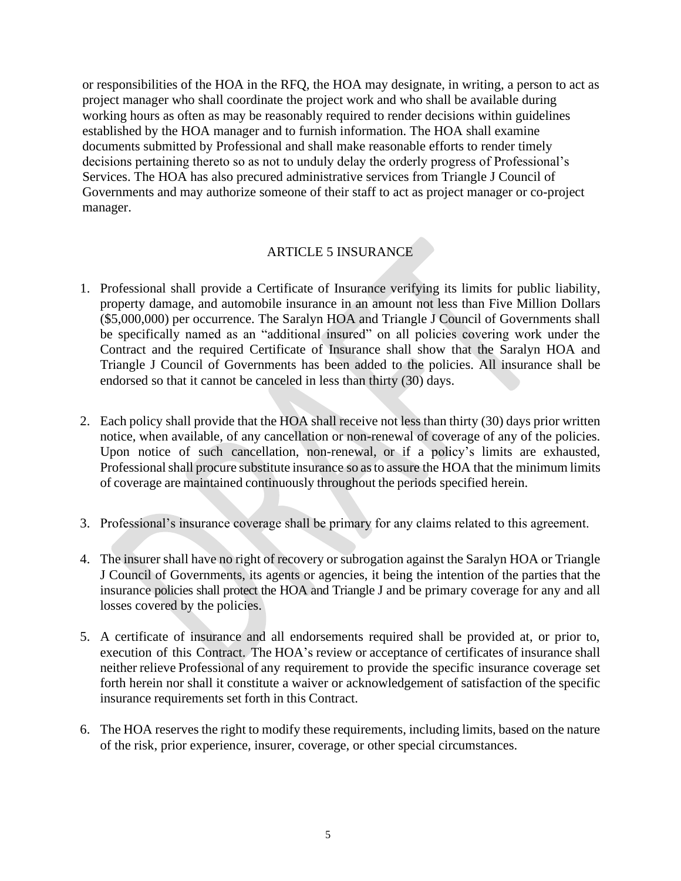or responsibilities of the HOA in the RFQ, the HOA may designate, in writing, a person to act as project manager who shall coordinate the project work and who shall be available during working hours as often as may be reasonably required to render decisions within guidelines established by the HOA manager and to furnish information. The HOA shall examine documents submitted by Professional and shall make reasonable efforts to render timely decisions pertaining thereto so as not to unduly delay the orderly progress of Professional's Services. The HOA has also precured administrative services from Triangle J Council of Governments and may authorize someone of their staff to act as project manager or co-project manager.

## ARTICLE 5 INSURANCE

1. Professional shall provide a Certificate of Insurance verifying its limits for public liability, property damage, and automobile insurance in an amount not less than Five Million Dollars ($5,000,000) per occurrence. The Saralyn HOA and Triangle J Council of Governments shall be specifically named as an "additional insured" on all policies covering work under the Contract and the required Certificate of Insurance shall show that the Saralyn HOA and Triangle J Council of Governments has been added to the policies. All insurance shall be endorsed so that it cannot be canceled in less than thirty (30) days.

2. Each policy shall provide that the HOA shall receive not less than thirty (30) days prior written notice, when available, of any cancellation or non-renewal of coverage of any of the policies. Upon notice of such cancellation, non-renewal, or if a policy's limits are exhausted, Professional shall procure substitute insurance so as to assure the HOA that the minimum limits of coverage are maintained continuously throughout the periods specified herein.

3. Professional's insurance coverage shall be primary for any claims related to this agreement.

4. The insurer shall have no right of recovery or subrogation against the Saralyn HOA or Triangle J Council of Governments, its agents or agencies, it being the intention of the parties that the insurance policies shall protect the HOA and Triangle J and be primary coverage for any and all losses covered by the policies.

5. A certificate of insurance and all endorsements required shall be provided at, or prior to, execution of this Contract. The HOA's review or acceptance of certificates of insurance shall neither relieve Professional of any requirement to provide the specific insurance coverage set forth herein nor shall it constitute a waiver or acknowledgement of satisfaction of the specific insurance requirements set forth in this Contract.

6. The HOA reserves the right to modify these requirements, including limits, based on the nature of the risk, prior experience, insurer, coverage, or other special circumstances.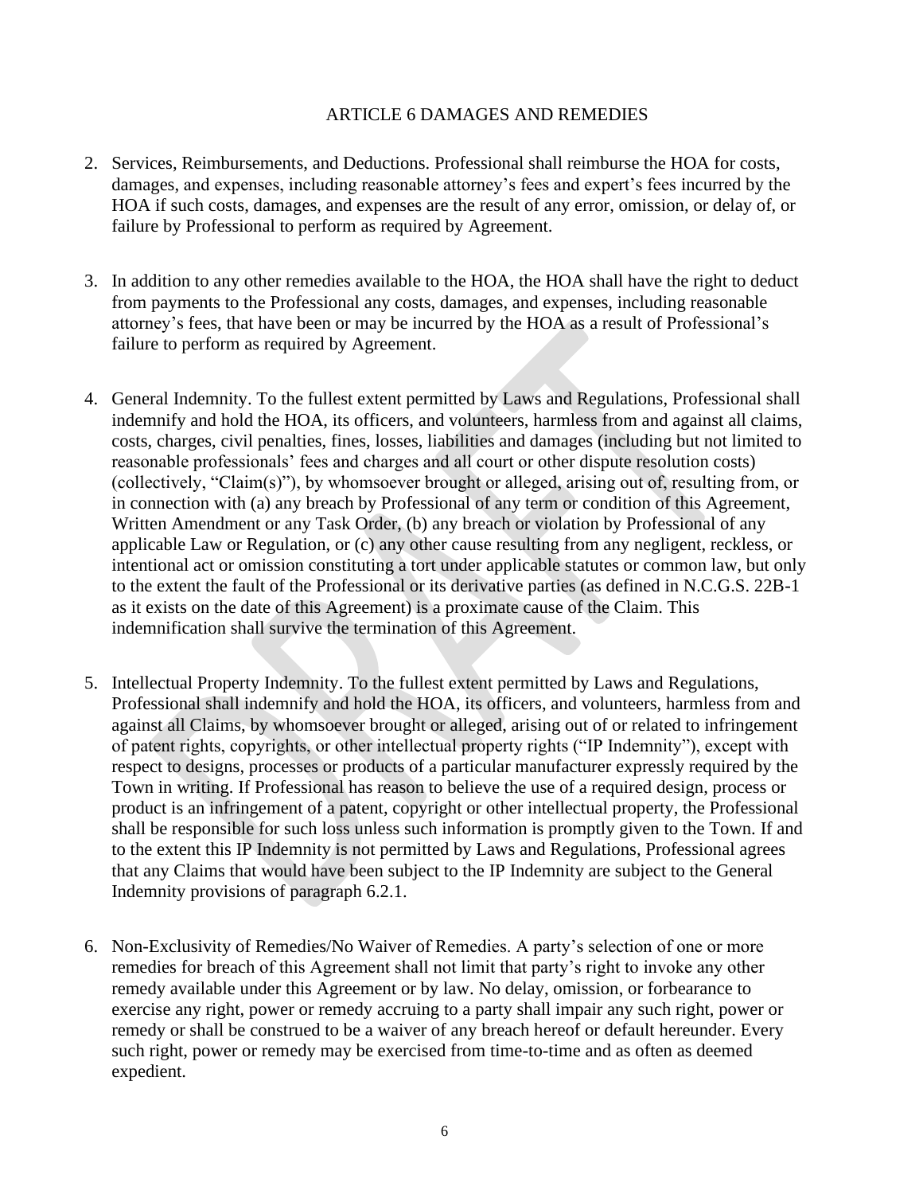## ARTICLE 6 DAMAGES AND REMEDIES

2. Services, Reimbursements, and Deductions. Professional shall reimburse the HOA for costs, damages, and expenses, including reasonable attorney's fees and expert's fees incurred by the HOA if such costs, damages, and expenses are the result of any error, omission, or delay of, or failure by Professional to perform as required by Agreement.

3. In addition to any other remedies available to the HOA, the HOA shall have the right to deduct from payments to the Professional any costs, damages, and expenses, including reasonable attorney's fees, that have been or may be incurred by the HOA as a result of Professional's failure to perform as required by Agreement.

4. General Indemnity. To the fullest extent permitted by Laws and Regulations, Professional shall indemnify and hold the HOA, its officers, and volunteers, harmless from and against all claims, costs, charges, civil penalties, fines, losses, liabilities and damages (including but not limited to reasonable professionals' fees and charges and all court or other dispute resolution costs) (collectively, "Claim(s)"), by whomsoever brought or alleged, arising out of, resulting from, or in connection with (a) any breach by Professional of any term or condition of this Agreement, Written Amendment or any Task Order, (b) any breach or violation by Professional of any applicable Law or Regulation, or (c) any other cause resulting from any negligent, reckless, or intentional act or omission constituting a tort under applicable statutes or common law, but only to the extent the fault of the Professional or its derivative parties (as defined in N.C.G.S. 22B-1 as it exists on the date of this Agreement) is a proximate cause of the Claim. This indemnification shall survive the termination of this Agreement.

5. Intellectual Property Indemnity. To the fullest extent permitted by Laws and Regulations, Professional shall indemnify and hold the HOA, its officers, and volunteers, harmless from and against all Claims, by whomsoever brought or alleged, arising out of or related to infringement of patent rights, copyrights, or other intellectual property rights ("IP Indemnity"), except with respect to designs, processes or products of a particular manufacturer expressly required by the Town in writing. If Professional has reason to believe the use of a required design, process or product is an infringement of a patent, copyright or other intellectual property, the Professional shall be responsible for such loss unless such information is promptly given to the Town. If and to the extent this IP Indemnity is not permitted by Laws and Regulations, Professional agrees that any Claims that would have been subject to the IP Indemnity are subject to the General Indemnity provisions of paragraph 6.2.1.

6. Non-Exclusivity of Remedies/No Waiver of Remedies. A party's selection of one or more remedies for breach of this Agreement shall not limit that party's right to invoke any other remedy available under this Agreement or by law. No delay, omission, or forbearance to exercise any right, power or remedy accruing to a party shall impair any such right, power or remedy or shall be construed to be a waiver of any breach hereof or default hereunder. Every such right, power or remedy may be exercised from time-to-time and as often as deemed expedient.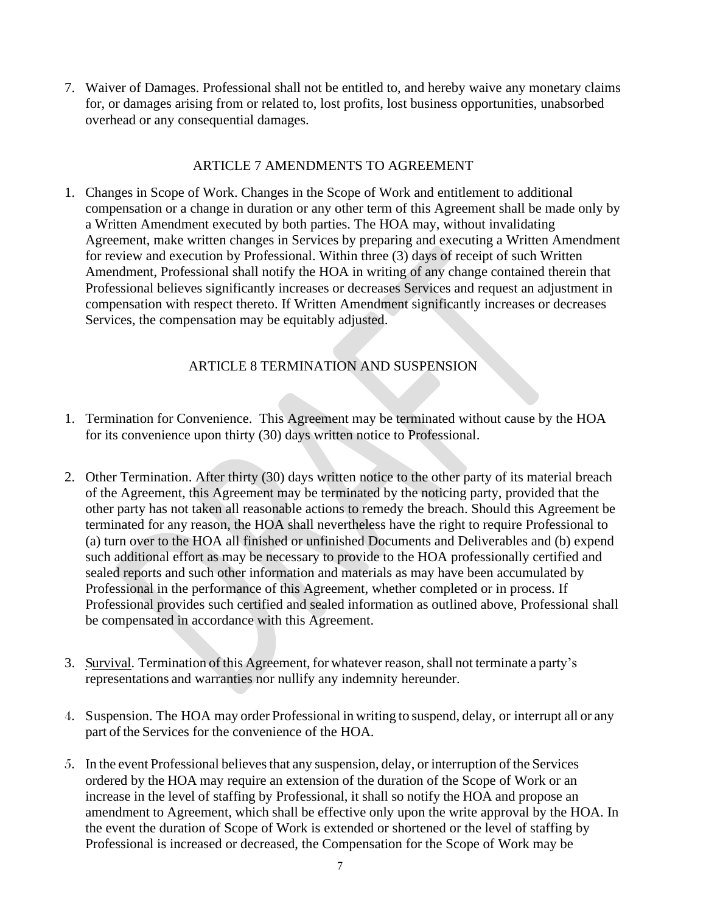7. Waiver of Damages. Professional shall not be entitled to, and hereby waive any monetary claims for, or damages arising from or related to, lost profits, lost business opportunities, unabsorbed overhead or any consequential damages.

## ARTICLE 7 AMENDMENTS TO AGREEMENT

1. Changes in Scope of Work. Changes in the Scope of Work and entitlement to additional compensation or a change in duration or any other term of this Agreement shall be made only by a Written Amendment executed by both parties. The HOA may, without invalidating Agreement, make written changes in Services by preparing and executing a Written Amendment for review and execution by Professional. Within three (3) days of receipt of such Written Amendment, Professional shall notify the HOA in writing of any change contained therein that Professional believes significantly increases or decreases Services and request an adjustment in compensation with respect thereto. If Written Amendment significantly increases or decreases Services, the compensation may be equitably adjusted.

## ARTICLE 8 TERMINATION AND SUSPENSION

1. Termination for Convenience. This Agreement may be terminated without cause by the HOA for its convenience upon thirty (30) days written notice to Professional.

2. Other Termination. After thirty (30) days written notice to the other party of its material breach of the Agreement, this Agreement may be terminated by the noticing party, provided that the other party has not taken all reasonable actions to remedy the breach. Should this Agreement be terminated for any reason, the HOA shall nevertheless have the right to require Professional to (a) turn over to the HOA all finished or unfinished Documents and Deliverables and (b) expend such additional effort as may be necessary to provide to the HOA professionally certified and sealed reports and such other information and materials as may have been accumulated by Professional in the performance of this Agreement, whether completed or in process. If Professional provides such certified and sealed information as outlined above, Professional shall be compensated in accordance with this Agreement.

3. Survival. Termination of this Agreement, for whatever reason, shall not terminate a party's representations and warranties nor nullify any indemnity hereunder.

4. Suspension. The HOA may order Professional in writing to suspend, delay, or interrupt all or any part of the Services for the convenience of the HOA.

5. In the event Professional believes that any suspension, delay, or interruption of the Services ordered by the HOA may require an extension of the duration of the Scope of Work or an increase in the level of staffing by Professional, it shall so notify the HOA and propose an amendment to Agreement, which shall be effective only upon the write approval by the HOA. In the event the duration of Scope of Work is extended or shortened or the level of staffing by Professional is increased or decreased, the Compensation for the Scope of Work may be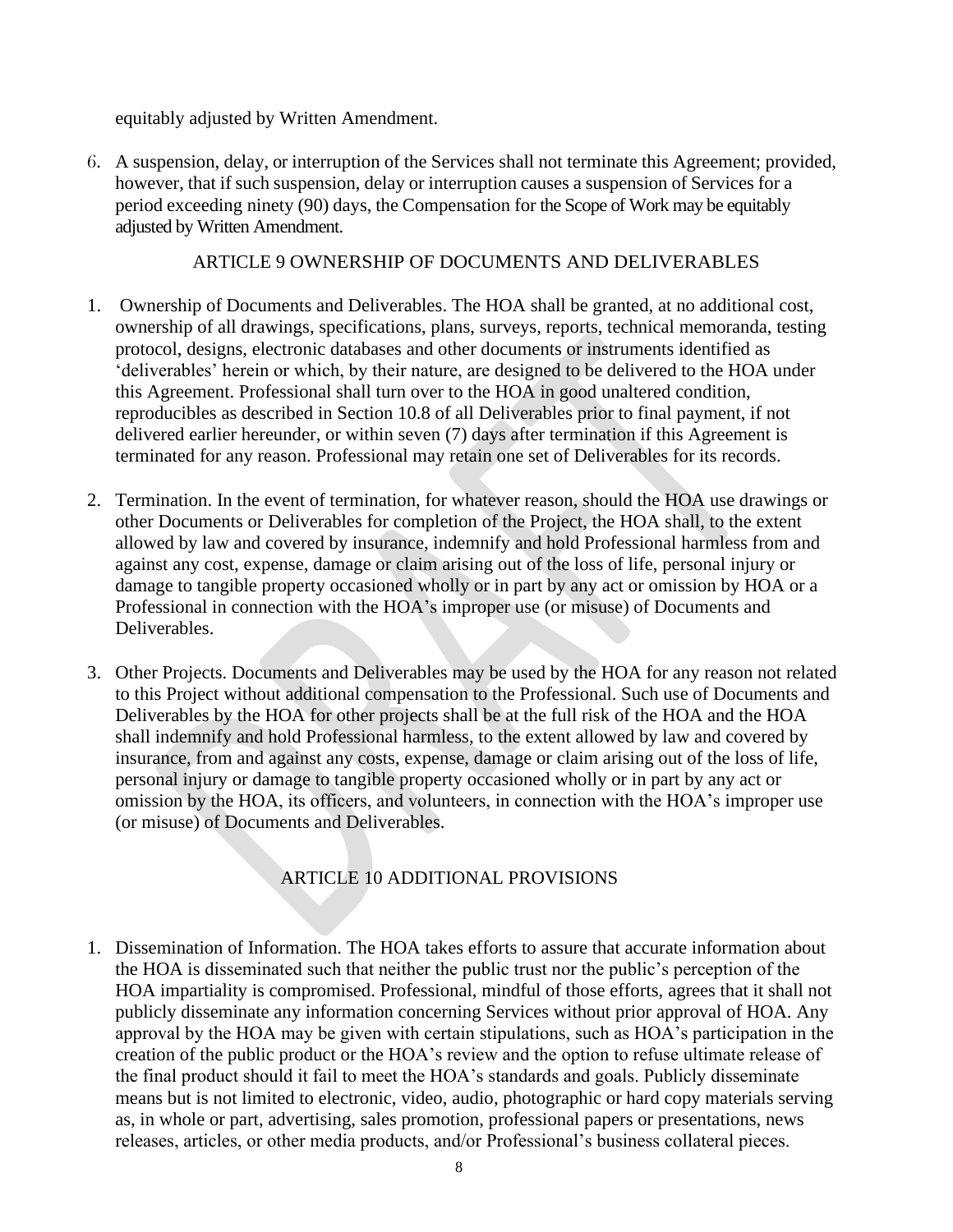equitably adjusted by Written Amendment.

6. A suspension, delay, or interruption of the Services shall not terminate this Agreement; provided, however, that if such suspension, delay or interruption causes a suspension of Services for a period exceeding ninety (90) days, the Compensation for the Scope of Work may be equitably adjusted by Written Amendment.

## ARTICLE 9 OWNERSHIP OF DOCUMENTS AND DELIVERABLES

1. Ownership of Documents and Deliverables. The HOA shall be granted, at no additional cost, ownership of all drawings, specifications, plans, surveys, reports, technical memoranda, testing protocol, designs, electronic databases and other documents or instruments identified as 'deliverables' herein or which, by their nature, are designed to be delivered to the HOA under this Agreement. Professional shall turn over to the HOA in good unaltered condition, reproducibles as described in Section 10.8 of all Deliverables prior to final payment, if not delivered earlier hereunder, or within seven (7) days after termination if this Agreement is terminated for any reason. Professional may retain one set of Deliverables for its records.

2. Termination. In the event of termination, for whatever reason, should the HOA use drawings or other Documents or Deliverables for completion of the Project, the HOA shall, to the extent allowed by law and covered by insurance, indemnify and hold Professional harmless from and against any cost, expense, damage or claim arising out of the loss of life, personal injury or damage to tangible property occasioned wholly or in part by any act or omission by HOA or a Professional in connection with the HOA's improper use (or misuse) of Documents and Deliverables.

3. Other Projects. Documents and Deliverables may be used by the HOA for any reason not related to this Project without additional compensation to the Professional. Such use of Documents and Deliverables by the HOA for other projects shall be at the full risk of the HOA and the HOA shall indemnify and hold Professional harmless, to the extent allowed by law and covered by insurance, from and against any costs, expense, damage or claim arising out of the loss of life, personal injury or damage to tangible property occasioned wholly or in part by any act or omission by the HOA, its officers, and volunteers, in connection with the HOA's improper use (or misuse) of Documents and Deliverables.

## ARTICLE 10 ADDITIONAL PROVISIONS

1. Dissemination of Information. The HOA takes efforts to assure that accurate information about the HOA is disseminated such that neither the public trust nor the public's perception of the HOA impartiality is compromised. Professional, mindful of those efforts, agrees that it shall not publicly disseminate any information concerning Services without prior approval of HOA. Any approval by the HOA may be given with certain stipulations, such as HOA's participation in the creation of the public product or the HOA's review and the option to refuse ultimate release of the final product should it fail to meet the HOA's standards and goals. Publicly disseminate means but is not limited to electronic, video, audio, photographic or hard copy materials serving as, in whole or part, advertising, sales promotion, professional papers or presentations, news releases, articles, or other media products, and/or Professional's business collateral pieces.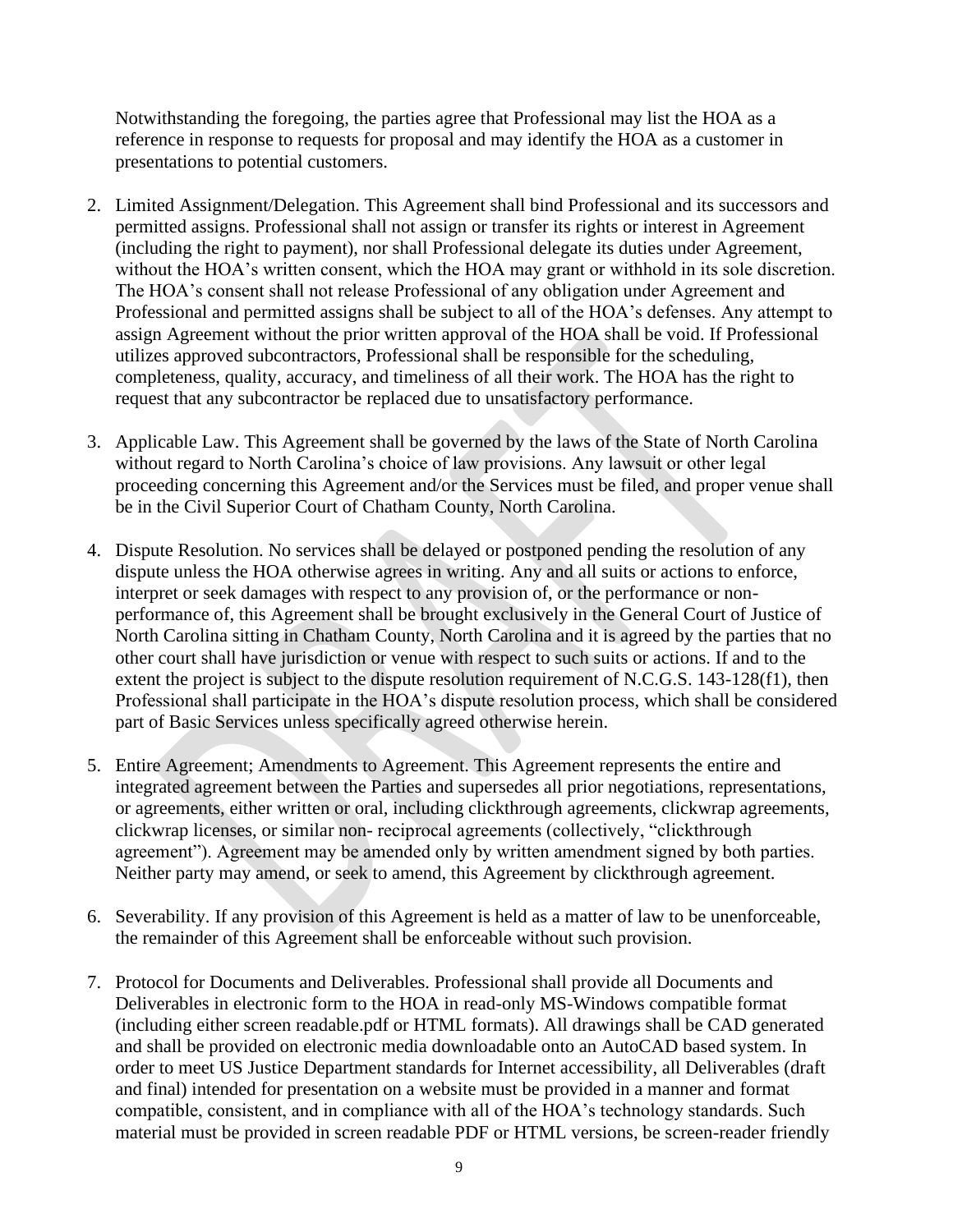Notwithstanding the foregoing, the parties agree that Professional may list the HOA as a reference in response to requests for proposal and may identify the HOA as a customer in presentations to potential customers.

2. Limited Assignment/Delegation. This Agreement shall bind Professional and its successors and permitted assigns. Professional shall not assign or transfer its rights or interest in Agreement (including the right to payment), nor shall Professional delegate its duties under Agreement, without the HOA's written consent, which the HOA may grant or withhold in its sole discretion. The HOA's consent shall not release Professional of any obligation under Agreement and Professional and permitted assigns shall be subject to all of the HOA's defenses. Any attempt to assign Agreement without the prior written approval of the HOA shall be void. If Professional utilizes approved subcontractors, Professional shall be responsible for the scheduling, completeness, quality, accuracy, and timeliness of all their work. The HOA has the right to request that any subcontractor be replaced due to unsatisfactory performance.

3. Applicable Law. This Agreement shall be governed by the laws of the State of North Carolina without regard to North Carolina's choice of law provisions. Any lawsuit or other legal proceeding concerning this Agreement and/or the Services must be filed, and proper venue shall be in the Civil Superior Court of Chatham County, North Carolina.

4. Dispute Resolution. No services shall be delayed or postponed pending the resolution of any dispute unless the HOA otherwise agrees in writing. Any and all suits or actions to enforce, interpret or seek damages with respect to any provision of, or the performance or non-performance of, this Agreement shall be brought exclusively in the General Court of Justice of North Carolina sitting in Chatham County, North Carolina and it is agreed by the parties that no other court shall have jurisdiction or venue with respect to such suits or actions. If and to the extent the project is subject to the dispute resolution requirement of N.C.G.S. 143-128(f1), then Professional shall participate in the HOA's dispute resolution process, which shall be considered part of Basic Services unless specifically agreed otherwise herein.

5. Entire Agreement; Amendments to Agreement. This Agreement represents the entire and integrated agreement between the Parties and supersedes all prior negotiations, representations, or agreements, either written or oral, including clickthrough agreements, clickwrap agreements, clickwrap licenses, or similar non- reciprocal agreements (collectively, "clickthrough agreement"). Agreement may be amended only by written amendment signed by both parties. Neither party may amend, or seek to amend, this Agreement by clickthrough agreement.

6. Severability. If any provision of this Agreement is held as a matter of law to be unenforceable, the remainder of this Agreement shall be enforceable without such provision.

7. Protocol for Documents and Deliverables. Professional shall provide all Documents and Deliverables in electronic form to the HOA in read-only MS-Windows compatible format (including either screen readable.pdf or HTML formats). All drawings shall be CAD generated and shall be provided on electronic media downloadable onto an AutoCAD based system. In order to meet US Justice Department standards for Internet accessibility, all Deliverables (draft and final) intended for presentation on a website must be provided in a manner and format compatible, consistent, and in compliance with all of the HOA's technology standards. Such material must be provided in screen readable PDF or HTML versions, be screen-reader friendly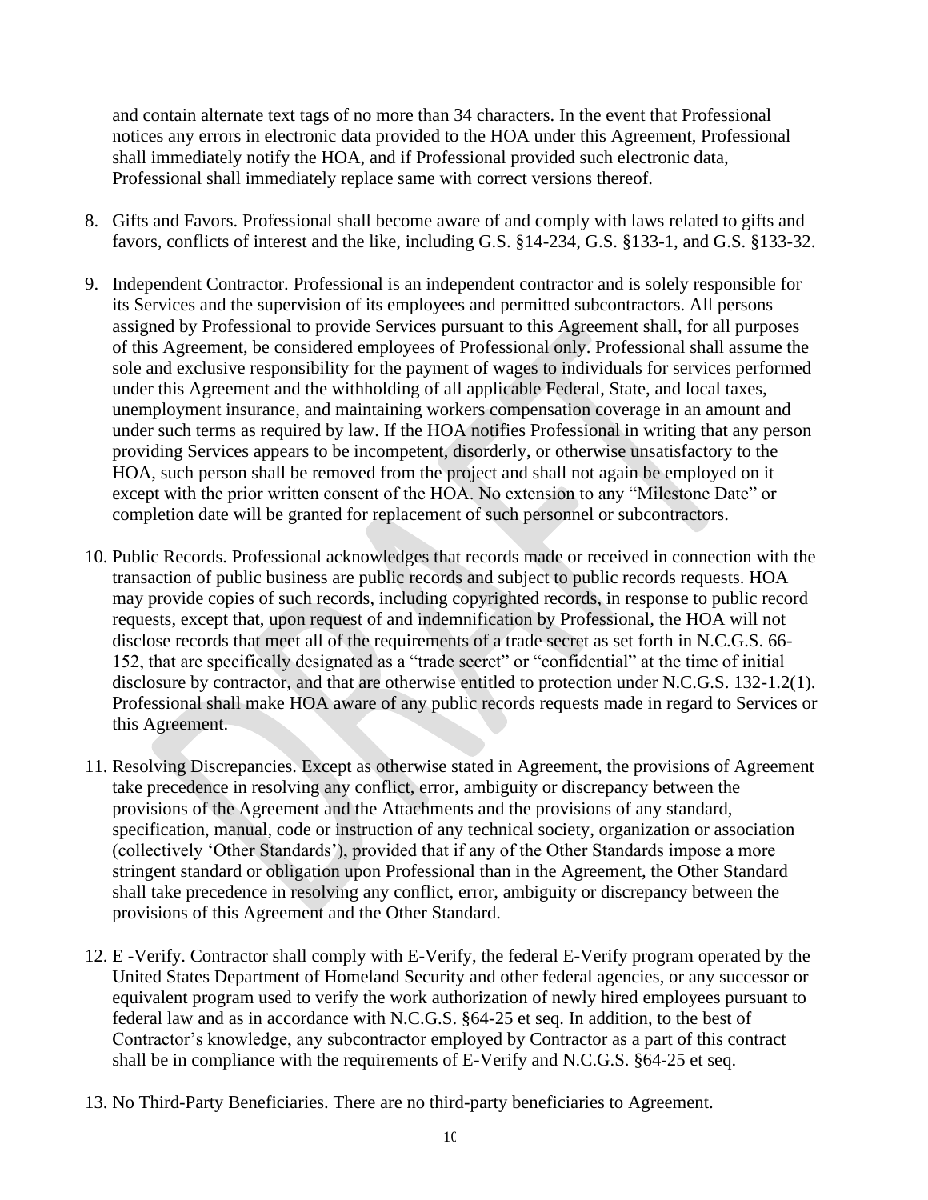and contain alternate text tags of no more than 34 characters. In the event that Professional notices any errors in electronic data provided to the HOA under this Agreement, Professional shall immediately notify the HOA, and if Professional provided such electronic data, Professional shall immediately replace same with correct versions thereof.

8. Gifts and Favors. Professional shall become aware of and comply with laws related to gifts and favors, conflicts of interest and the like, including G.S. §14-234, G.S. §133-1, and G.S. §133-32.

9. Independent Contractor. Professional is an independent contractor and is solely responsible for its Services and the supervision of its employees and permitted subcontractors. All persons assigned by Professional to provide Services pursuant to this Agreement shall, for all purposes of this Agreement, be considered employees of Professional only. Professional shall assume the sole and exclusive responsibility for the payment of wages to individuals for services performed under this Agreement and the withholding of all applicable Federal, State, and local taxes, unemployment insurance, and maintaining workers compensation coverage in an amount and under such terms as required by law. If the HOA notifies Professional in writing that any person providing Services appears to be incompetent, disorderly, or otherwise unsatisfactory to the HOA, such person shall be removed from the project and shall not again be employed on it except with the prior written consent of the HOA. No extension to any "Milestone Date" or completion date will be granted for replacement of such personnel or subcontractors.

10. Public Records. Professional acknowledges that records made or received in connection with the transaction of public business are public records and subject to public records requests. HOA may provide copies of such records, including copyrighted records, in response to public record requests, except that, upon request of and indemnification by Professional, the HOA will not disclose records that meet all of the requirements of a trade secret as set forth in N.C.G.S. 66-152, that are specifically designated as a "trade secret" or "confidential" at the time of initial disclosure by contractor, and that are otherwise entitled to protection under N.C.G.S. 132-1.2(1). Professional shall make HOA aware of any public records requests made in regard to Services or this Agreement.

11. Resolving Discrepancies. Except as otherwise stated in Agreement, the provisions of Agreement take precedence in resolving any conflict, error, ambiguity or discrepancy between the provisions of the Agreement and the Attachments and the provisions of any standard, specification, manual, code or instruction of any technical society, organization or association (collectively 'Other Standards'), provided that if any of the Other Standards impose a more stringent standard or obligation upon Professional than in the Agreement, the Other Standard shall take precedence in resolving any conflict, error, ambiguity or discrepancy between the provisions of this Agreement and the Other Standard.

12. E -Verify. Contractor shall comply with E-Verify, the federal E-Verify program operated by the United States Department of Homeland Security and other federal agencies, or any successor or equivalent program used to verify the work authorization of newly hired employees pursuant to federal law and as in accordance with N.C.G.S. §64-25 et seq. In addition, to the best of Contractor's knowledge, any subcontractor employed by Contractor as a part of this contract shall be in compliance with the requirements of E-Verify and N.C.G.S. §64-25 et seq.

13. No Third-Party Beneficiaries. There are no third-party beneficiaries to Agreement.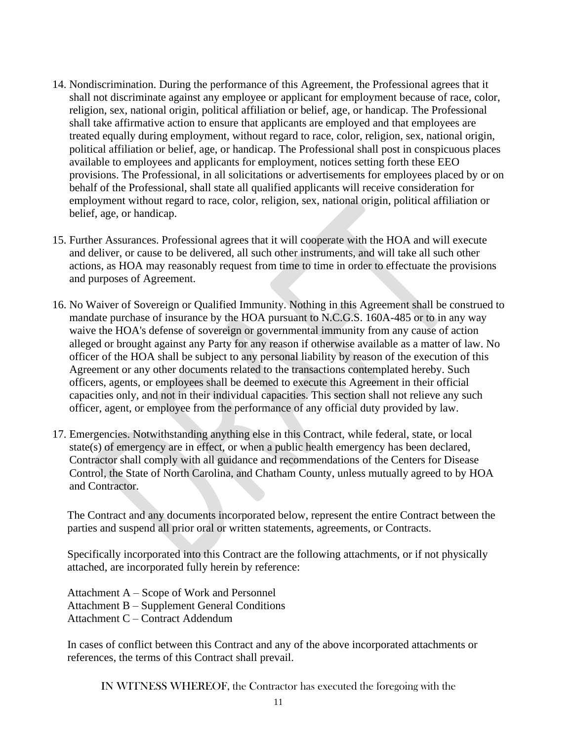14. Nondiscrimination. During the performance of this Agreement, the Professional agrees that it shall not discriminate against any employee or applicant for employment because of race, color, religion, sex, national origin, political affiliation or belief, age, or handicap. The Professional shall take affirmative action to ensure that applicants are employed and that employees are treated equally during employment, without regard to race, color, religion, sex, national origin, political affiliation or belief, age, or handicap. The Professional shall post in conspicuous places available to employees and applicants for employment, notices setting forth these EEO provisions. The Professional, in all solicitations or advertisements for employees placed by or on behalf of the Professional, shall state all qualified applicants will receive consideration for employment without regard to race, color, religion, sex, national origin, political affiliation or belief, age, or handicap.

15. Further Assurances. Professional agrees that it will cooperate with the HOA and will execute and deliver, or cause to be delivered, all such other instruments, and will take all such other actions, as HOA may reasonably request from time to time in order to effectuate the provisions and purposes of Agreement.

16. No Waiver of Sovereign or Qualified Immunity. Nothing in this Agreement shall be construed to mandate purchase of insurance by the HOA pursuant to N.C.G.S. 160A-485 or to in any way waive the HOA's defense of sovereign or governmental immunity from any cause of action alleged or brought against any Party for any reason if otherwise available as a matter of law. No officer of the HOA shall be subject to any personal liability by reason of the execution of this Agreement or any other documents related to the transactions contemplated hereby. Such officers, agents, or employees shall be deemed to execute this Agreement in their official capacities only, and not in their individual capacities. This section shall not relieve any such officer, agent, or employee from the performance of any official duty provided by law.

17. Emergencies. Notwithstanding anything else in this Contract, while federal, state, or local state(s) of emergency are in effect, or when a public health emergency has been declared, Contractor shall comply with all guidance and recommendations of the Centers for Disease Control, the State of North Carolina, and Chatham County, unless mutually agreed to by HOA and Contractor.

The Contract and any documents incorporated below, represent the entire Contract between the parties and suspend all prior oral or written statements, agreements, or Contracts.

Specifically incorporated into this Contract are the following attachments, or if not physically attached, are incorporated fully herein by reference:

Attachment A – Scope of Work and Personnel
Attachment B – Supplement General Conditions
Attachment C – Contract Addendum

In cases of conflict between this Contract and any of the above incorporated attachments or references, the terms of this Contract shall prevail.

IN WITNESS WHEREOF, the Contractor has executed the foregoing with the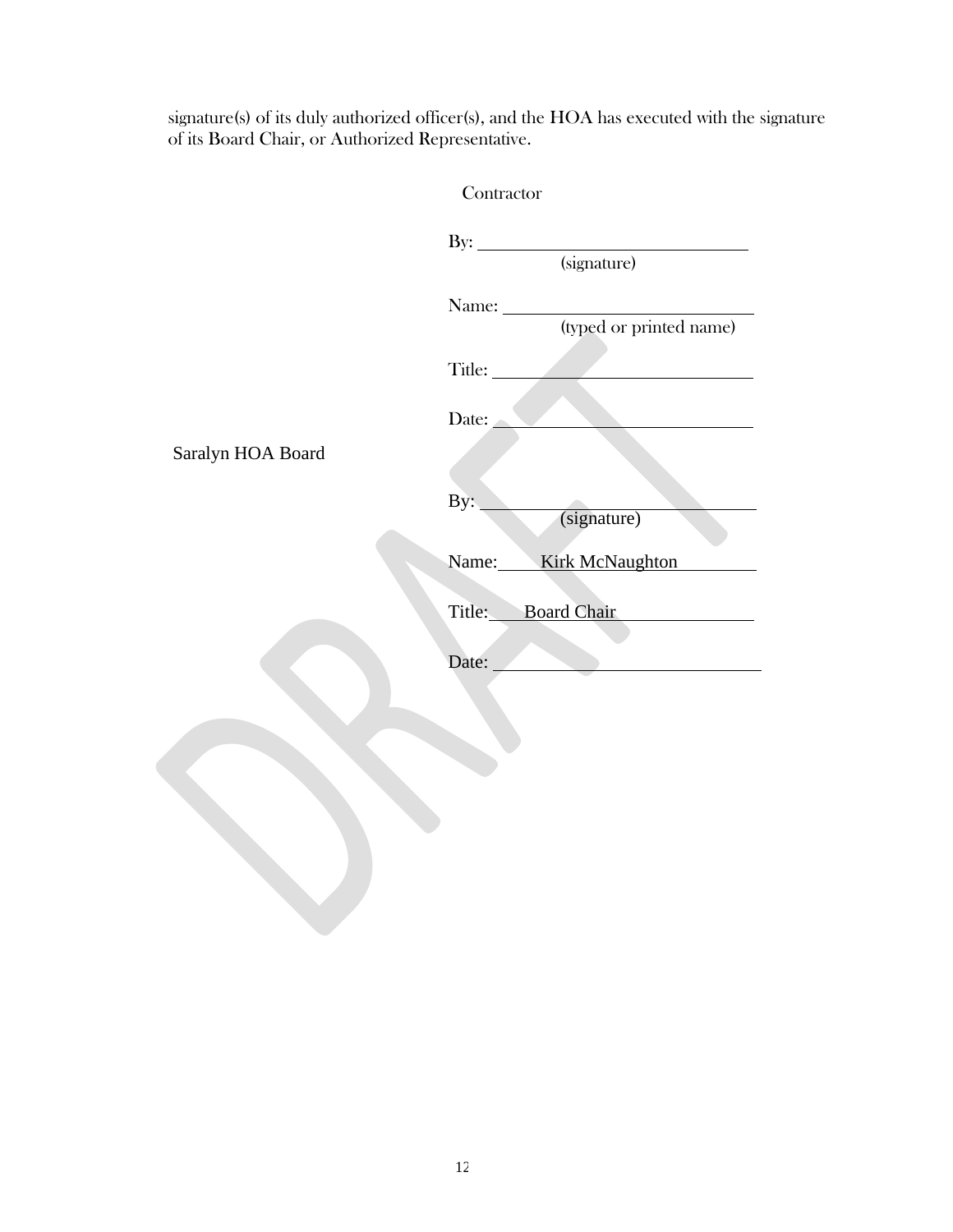signature(s) of its duly authorized officer(s), and the HOA has executed with the signature of its Board Chair, or Authorized Representative.

Contractor

By: ______________________________
(signature)

Name: ______________________________
(typed or printed name)

Title: ______________________________

Date: ______________________________

Saralyn HOA Board

By: ______________________________
(signature)

Name: Kirk McNaughton

Title: Board Chair

Date: ______________________________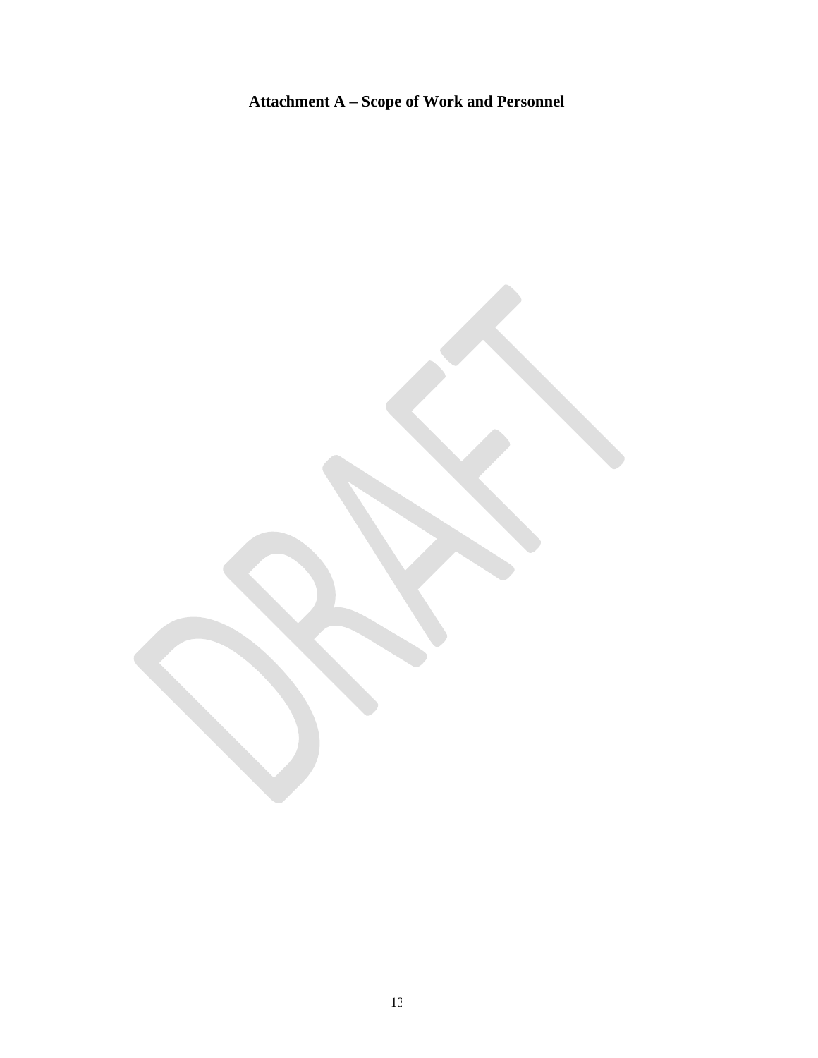# Attachment A – Scope of Work and Personnel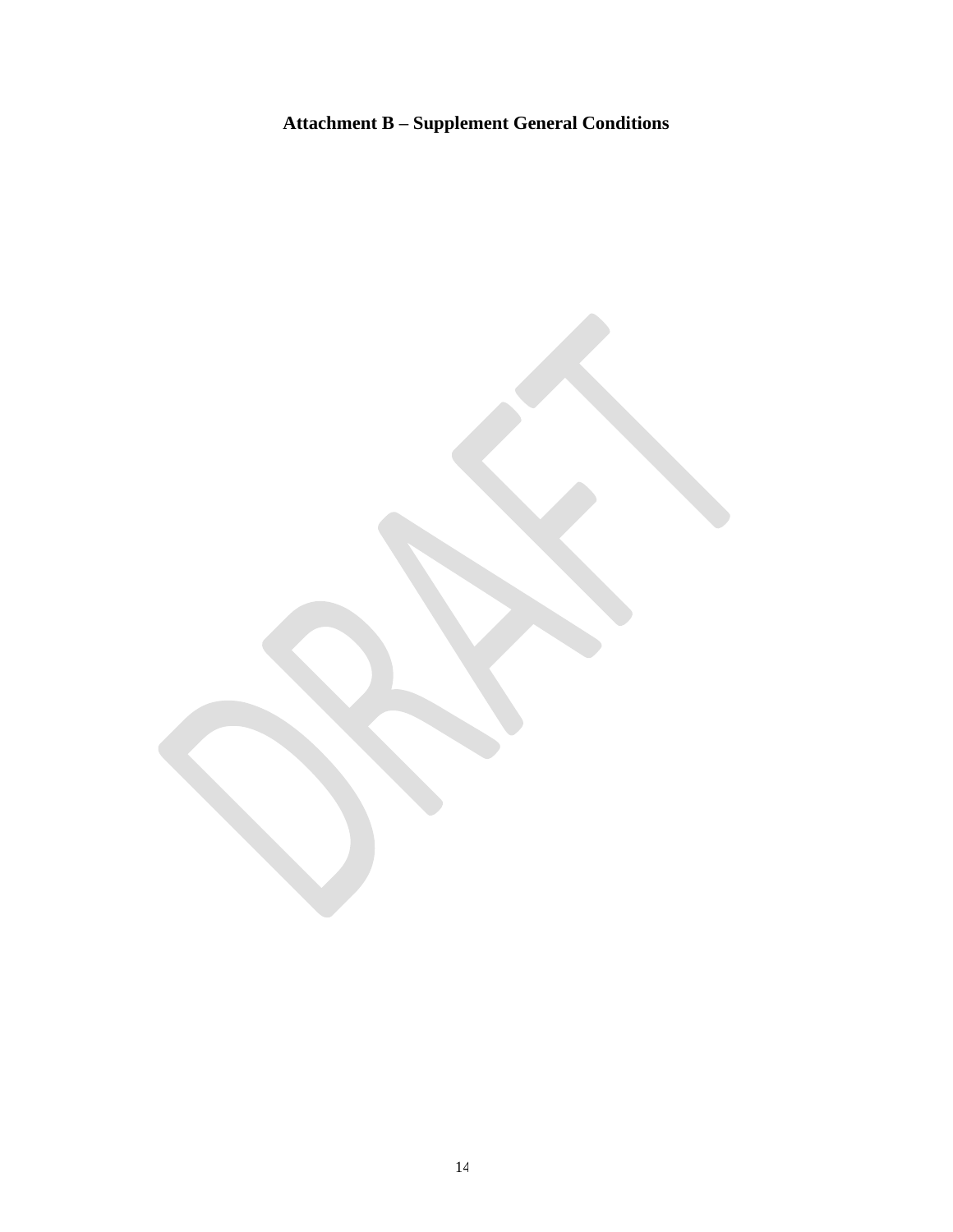**Attachment B – Supplement General Conditions**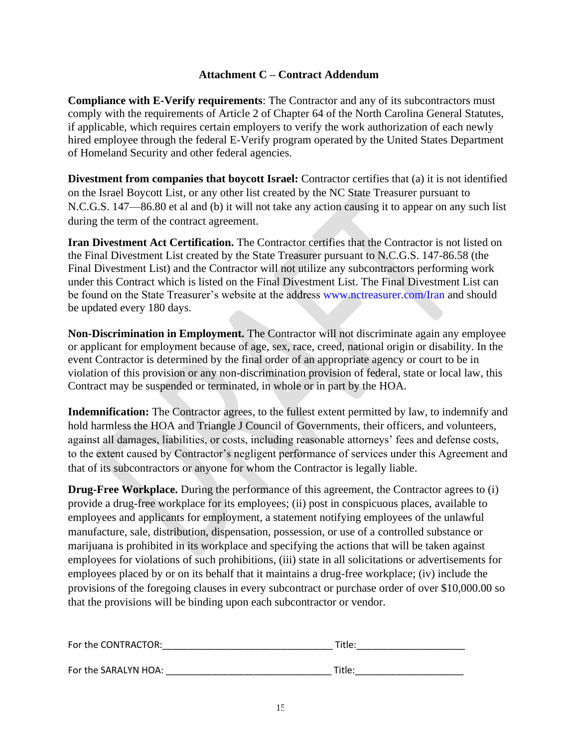## Attachment C – Contract Addendum

**Compliance with E-Verify requirements**: The Contractor and any of its subcontractors must comply with the requirements of Article 2 of Chapter 64 of the North Carolina General Statutes, if applicable, which requires certain employers to verify the work authorization of each newly hired employee through the federal E-Verify program operated by the United States Department of Homeland Security and other federal agencies.

**Divestment from companies that boycott Israel:** Contractor certifies that (a) it is not identified on the Israel Boycott List, or any other list created by the NC State Treasurer pursuant to N.C.G.S. 147—86.80 et al and (b) it will not take any action causing it to appear on any such list during the term of the contract agreement.

**Iran Divestment Act Certification.** The Contractor certifies that the Contractor is not listed on the Final Divestment List created by the State Treasurer pursuant to N.C.G.S. 147-86.58 (the Final Divestment List) and the Contractor will not utilize any subcontractors performing work under this Contract which is listed on the Final Divestment List. The Final Divestment List can be found on the State Treasurer's website at the address www.nctreasurer.com/Iran and should be updated every 180 days.

**Non-Discrimination in Employment.** The Contractor will not discriminate again any employee or applicant for employment because of age, sex, race, creed, national origin or disability. In the event Contractor is determined by the final order of an appropriate agency or court to be in violation of this provision or any non-discrimination provision of federal, state or local law, this Contract may be suspended or terminated, in whole or in part by the HOA.

**Indemnification:** The Contractor agrees, to the fullest extent permitted by law, to indemnify and hold harmless the HOA and Triangle J Council of Governments, their officers, and volunteers, against all damages, liabilities, or costs, including reasonable attorneys' fees and defense costs, to the extent caused by Contractor's negligent performance of services under this Agreement and that of its subcontractors or anyone for whom the Contractor is legally liable.

**Drug-Free Workplace.** During the performance of this agreement, the Contractor agrees to (i) provide a drug-free workplace for its employees; (ii) post in conspicuous places, available to employees and applicants for employment, a statement notifying employees of the unlawful manufacture, sale, distribution, dispensation, possession, or use of a controlled substance or marijuana is prohibited in its workplace and specifying the actions that will be taken against employees for violations of such prohibitions, (iii) state in all solicitations or advertisements for employees placed by or on its behalf that it maintains a drug-free workplace; (iv) include the provisions of the foregoing clauses in every subcontract or purchase order of over $10,000.00 so that the provisions will be binding upon each subcontractor or vendor.

For the CONTRACTOR:\_\_\_\_\_\_\_\_\_\_\_\_\_\_\_\_\_\_\_\_\_\_\_\_\_\_\_\_\_\_\_\_ Title:\_\_\_\_\_\_\_\_\_\_\_\_\_\_\_\_\_\_\_\_

For the SARALYN HOA: \_\_\_\_\_\_\_\_\_\_\_\_\_\_\_\_\_\_\_\_\_\_\_\_\_\_\_\_\_\_\_ Title:\_\_\_\_\_\_\_\_\_\_\_\_\_\_\_\_\_\_\_\_